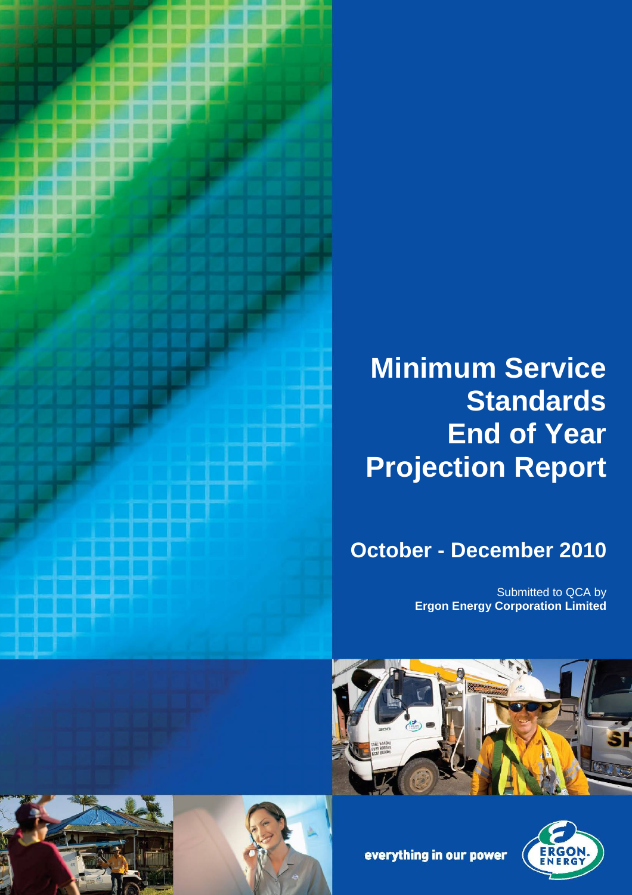# Minimum Service Standards End of Year Projection Report

## October - December 2010

Submitted to QCA by
**Ergon Energy Corporation Limited**

everything in our power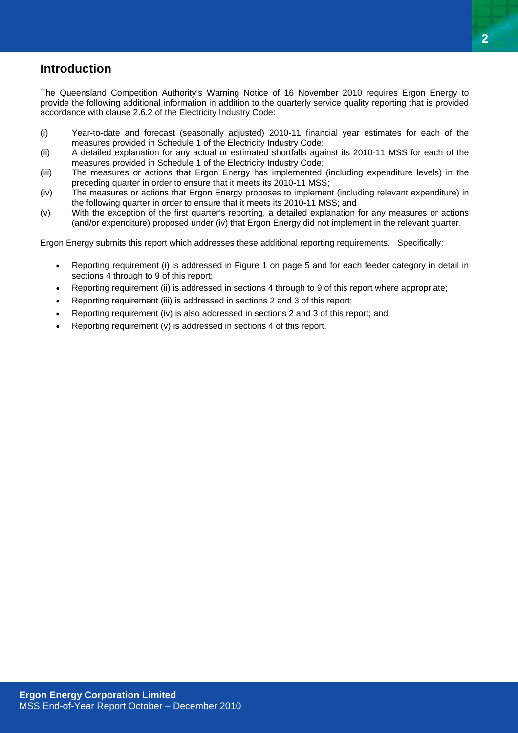## Introduction

The Queensland Competition Authority's Warning Notice of 16 November 2010 requires Ergon Energy to provide the following additional information in addition to the quarterly service quality reporting that is provided accordance with clause 2.6.2 of the Electricity Industry Code:

(i) Year-to-date and forecast (seasonally adjusted) 2010-11 financial year estimates for each of the measures provided in Schedule 1 of the Electricity Industry Code;

(ii) A detailed explanation for any actual or estimated shortfalls against its 2010-11 MSS for each of the measures provided in Schedule 1 of the Electricity Industry Code;

(iii) The measures or actions that Ergon Energy has implemented (including expenditure levels) in the preceding quarter in order to ensure that it meets its 2010-11 MSS;

(iv) The measures or actions that Ergon Energy proposes to implement (including relevant expenditure) in the following quarter in order to ensure that it meets its 2010-11 MSS; and

(v) With the exception of the first quarter's reporting, a detailed explanation for any measures or actions (and/or expenditure) proposed under (iv) that Ergon Energy did not implement in the relevant quarter.

Ergon Energy submits this report which addresses these additional reporting requirements. Specifically:

- Reporting requirement (i) is addressed in Figure 1 on page 5 and for each feeder category in detail in sections 4 through to 9 of this report;
- Reporting requirement (ii) is addressed in sections 4 through to 9 of this report where appropriate;
- Reporting requirement (iii) is addressed in sections 2 and 3 of this report;
- Reporting requirement (iv) is also addressed in sections 2 and 3 of this report; and
- Reporting requirement (v) is addressed in sections 4 of this report.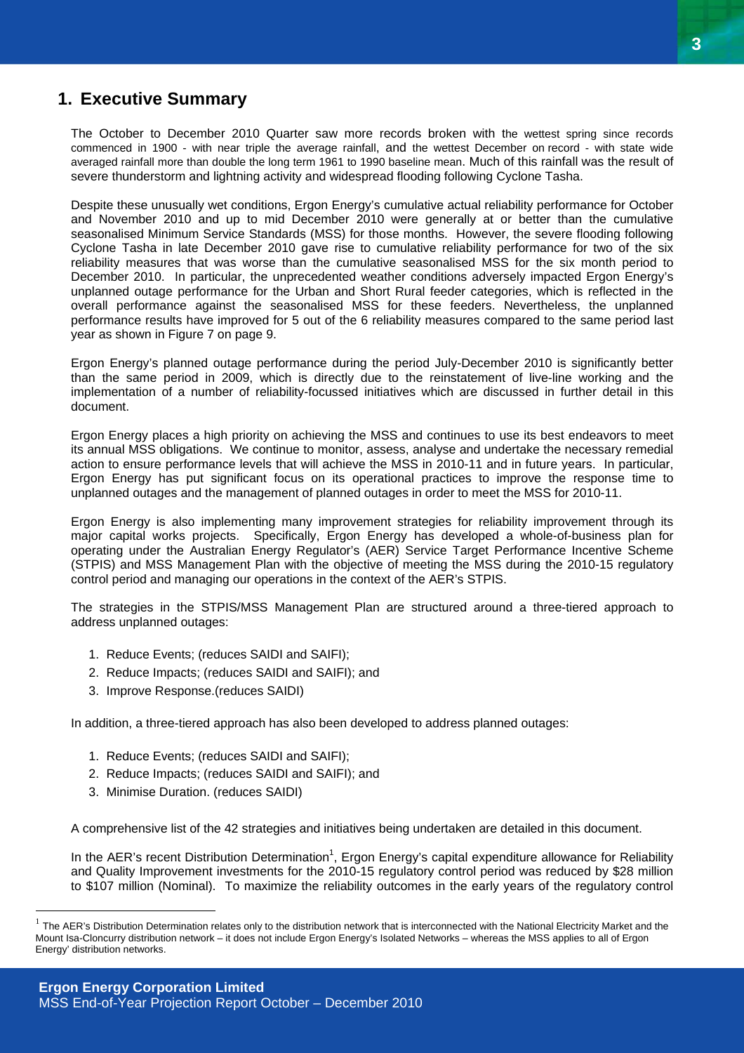# 1. Executive Summary

The October to December 2010 Quarter saw more records broken with the wettest spring since records commenced in 1900 - with near triple the average rainfall, and the wettest December on record - with state wide averaged rainfall more than double the long term 1961 to 1990 baseline mean. Much of this rainfall was the result of severe thunderstorm and lightning activity and widespread flooding following Cyclone Tasha.

Despite these unusually wet conditions, Ergon Energy's cumulative actual reliability performance for October and November 2010 and up to mid December 2010 were generally at or better than the cumulative seasonalised Minimum Service Standards (MSS) for those months. However, the severe flooding following Cyclone Tasha in late December 2010 gave rise to cumulative reliability performance for two of the six reliability measures that was worse than the cumulative seasonalised MSS for the six month period to December 2010. In particular, the unprecedented weather conditions adversely impacted Ergon Energy's unplanned outage performance for the Urban and Short Rural feeder categories, which is reflected in the overall performance against the seasonalised MSS for these feeders. Nevertheless, the unplanned performance results have improved for 5 out of the 6 reliability measures compared to the same period last year as shown in Figure 7 on page 9.

Ergon Energy's planned outage performance during the period July-December 2010 is significantly better than the same period in 2009, which is directly due to the reinstatement of live-line working and the implementation of a number of reliability-focussed initiatives which are discussed in further detail in this document.

Ergon Energy places a high priority on achieving the MSS and continues to use its best endeavors to meet its annual MSS obligations. We continue to monitor, assess, analyse and undertake the necessary remedial action to ensure performance levels that will achieve the MSS in 2010-11 and in future years. In particular, Ergon Energy has put significant focus on its operational practices to improve the response time to unplanned outages and the management of planned outages in order to meet the MSS for 2010-11.

Ergon Energy is also implementing many improvement strategies for reliability improvement through its major capital works projects. Specifically, Ergon Energy has developed a whole-of-business plan for operating under the Australian Energy Regulator's (AER) Service Target Performance Incentive Scheme (STPIS) and MSS Management Plan with the objective of meeting the MSS during the 2010-15 regulatory control period and managing our operations in the context of the AER's STPIS.

The strategies in the STPIS/MSS Management Plan are structured around a three-tiered approach to address unplanned outages:

1. Reduce Events; (reduces SAIDI and SAIFI);
2. Reduce Impacts; (reduces SAIDI and SAIFI); and
3. Improve Response.(reduces SAIDI)

In addition, a three-tiered approach has also been developed to address planned outages:

1. Reduce Events; (reduces SAIDI and SAIFI);
2. Reduce Impacts; (reduces SAIDI and SAIFI); and
3. Minimise Duration. (reduces SAIDI)

A comprehensive list of the 42 strategies and initiatives being undertaken are detailed in this document.

In the AER's recent Distribution Determination[1], Ergon Energy's capital expenditure allowance for Reliability and Quality Improvement investments for the 2010-15 regulatory control period was reduced by $28 million to $107 million (Nominal). To maximize the reliability outcomes in the early years of the regulatory control

[1] The AER's Distribution Determination relates only to the distribution network that is interconnected with the National Electricity Market and the Mount Isa-Cloncurry distribution network – it does not include Ergon Energy's Isolated Networks – whereas the MSS applies to all of Ergon Energy' distribution networks.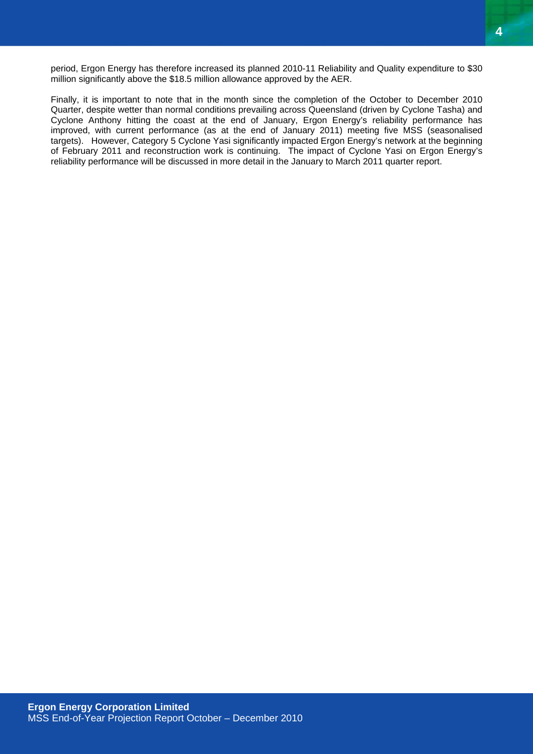period, Ergon Energy has therefore increased its planned 2010-11 Reliability and Quality expenditure to $30 million significantly above the $18.5 million allowance approved by the AER.

Finally, it is important to note that in the month since the completion of the October to December 2010 Quarter, despite wetter than normal conditions prevailing across Queensland (driven by Cyclone Tasha) and Cyclone Anthony hitting the coast at the end of January, Ergon Energy's reliability performance has improved, with current performance (as at the end of January 2011) meeting five MSS (seasonalised targets). However, Category 5 Cyclone Yasi significantly impacted Ergon Energy's network at the beginning of February 2011 and reconstruction work is continuing. The impact of Cyclone Yasi on Ergon Energy's reliability performance will be discussed in more detail in the January to March 2011 quarter report.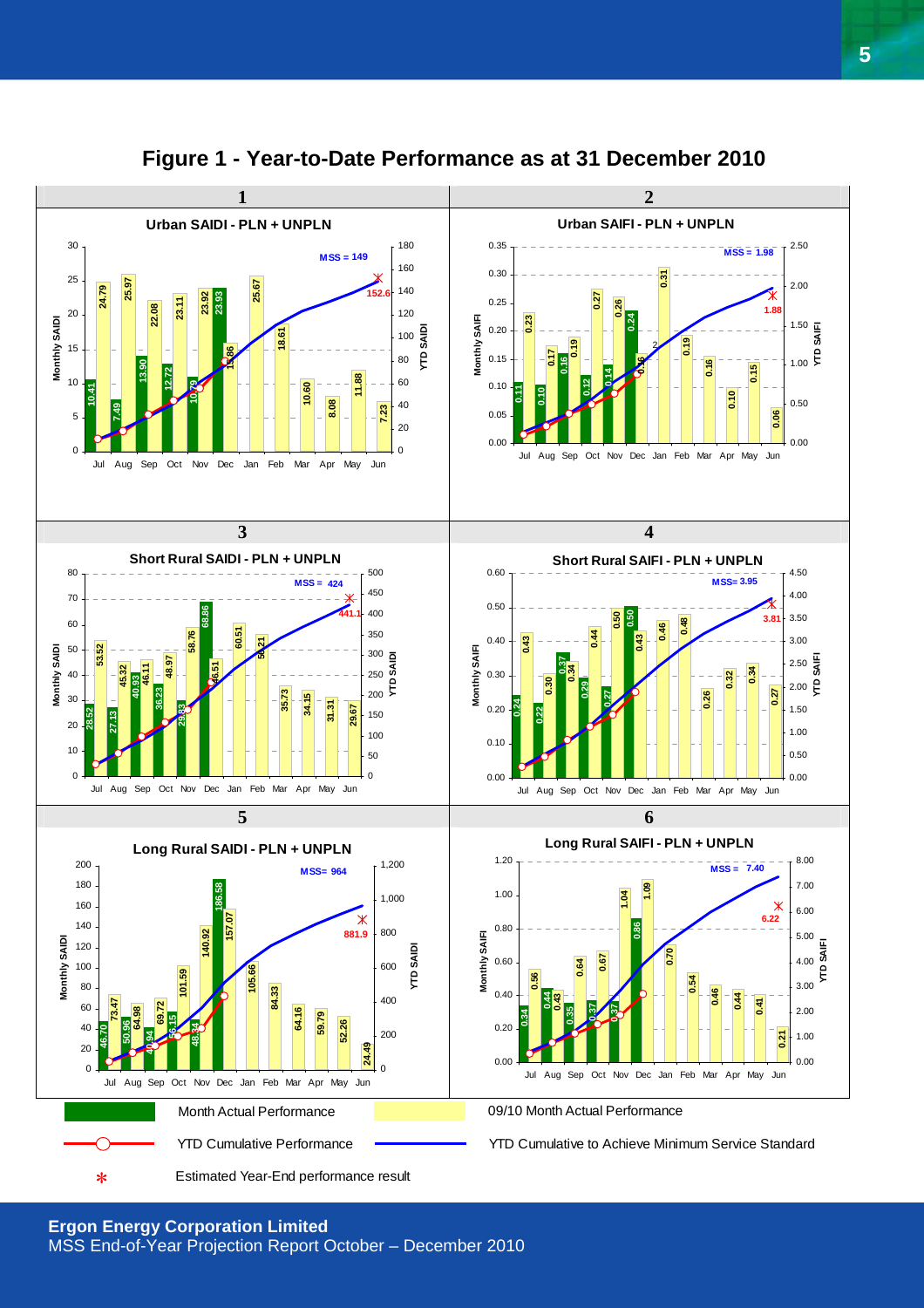# Figure 1 - Year-to-Date Performance as at 31 December 2010

**1**

**Urban SAIDI - PLN + UNPLN**

MSS = 149

152.6

**2**

**Urban SAIFI - PLN + UNPLN**

MSS = 1.98

1.88

**3**

**Short Rural SAIDI - PLN + UNPLN**

MSS = 424

441.1

**4**

**Short Rural SAIFI - PLN + UNPLN**

MSS= 3.95

3.81

**5**

**Long Rural SAIDI - PLN + UNPLN**

MSS= 964

881.9

**6**

**Long Rural SAIFI - PLN + UNPLN**

MSS = 7.40

6.22

| Legend | Description |
| --- | --- |
| Green bar | Month Actual Performance |
| Yellow bar | 09/10 Month Actual Performance |
| Red line | YTD Cumulative Performance |
| Blue line | YTD Cumulative to Achieve Minimum Service Standard |
| * | Estimated Year-End performance result |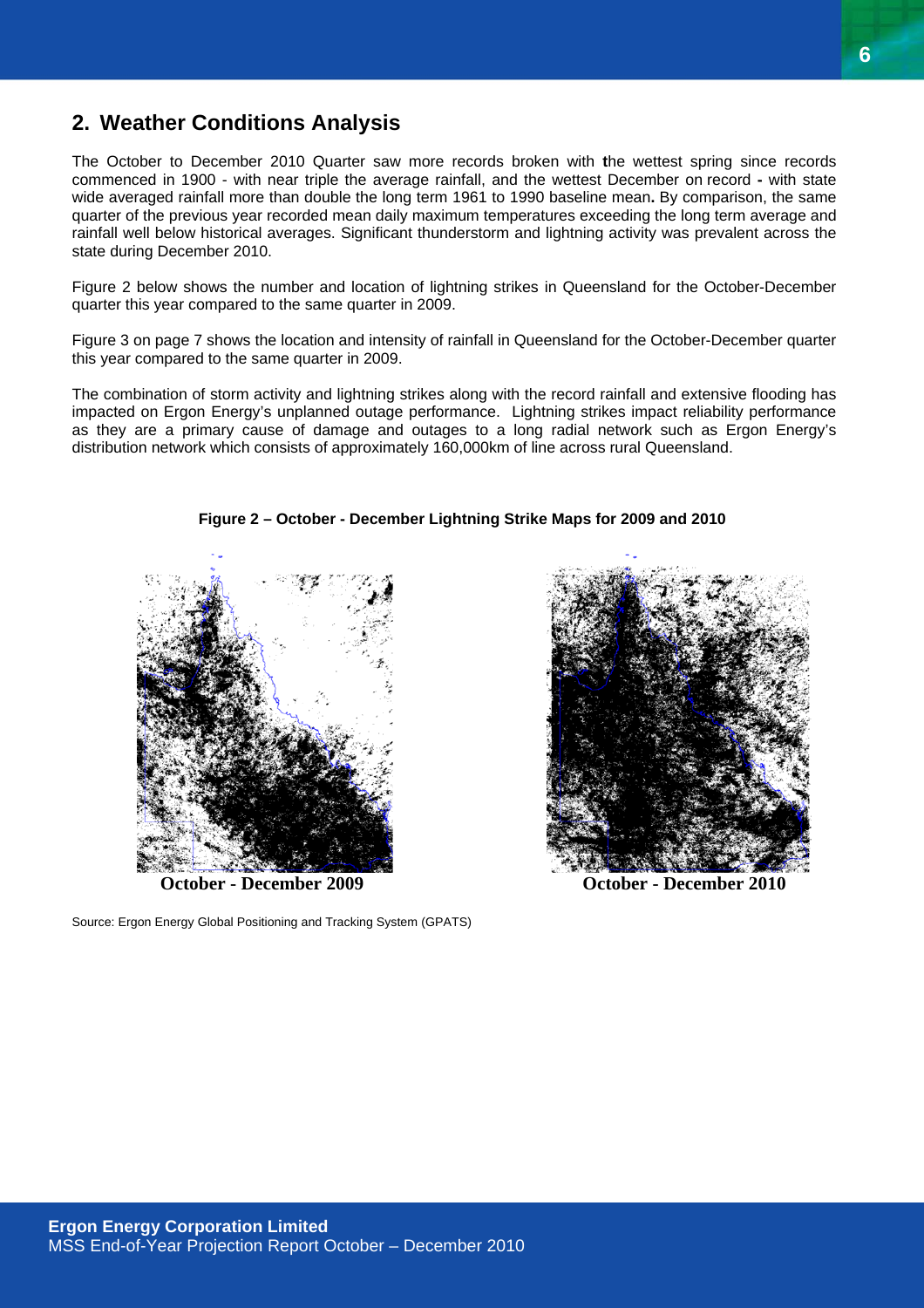## 2. Weather Conditions Analysis

The October to December 2010 Quarter saw more records broken with the wettest spring since records commenced in 1900 - with near triple the average rainfall, and the wettest December on record - with state wide averaged rainfall more than double the long term 1961 to 1990 baseline mean. By comparison, the same quarter of the previous year recorded mean daily maximum temperatures exceeding the long term average and rainfall well below historical averages. Significant thunderstorm and lightning activity was prevalent across the state during December 2010.

Figure 2 below shows the number and location of lightning strikes in Queensland for the October-December quarter this year compared to the same quarter in 2009.

Figure 3 on page 7 shows the location and intensity of rainfall in Queensland for the October-December quarter this year compared to the same quarter in 2009.

The combination of storm activity and lightning strikes along with the record rainfall and extensive flooding has impacted on Ergon Energy's unplanned outage performance. Lightning strikes impact reliability performance as they are a primary cause of damage and outages to a long radial network such as Ergon Energy's distribution network which consists of approximately 160,000km of line across rural Queensland.

**Figure 2 – October - December Lightning Strike Maps for 2009 and 2010**

**October - December 2009** **October - December 2010**

Source: Ergon Energy Global Positioning and Tracking System (GPATS)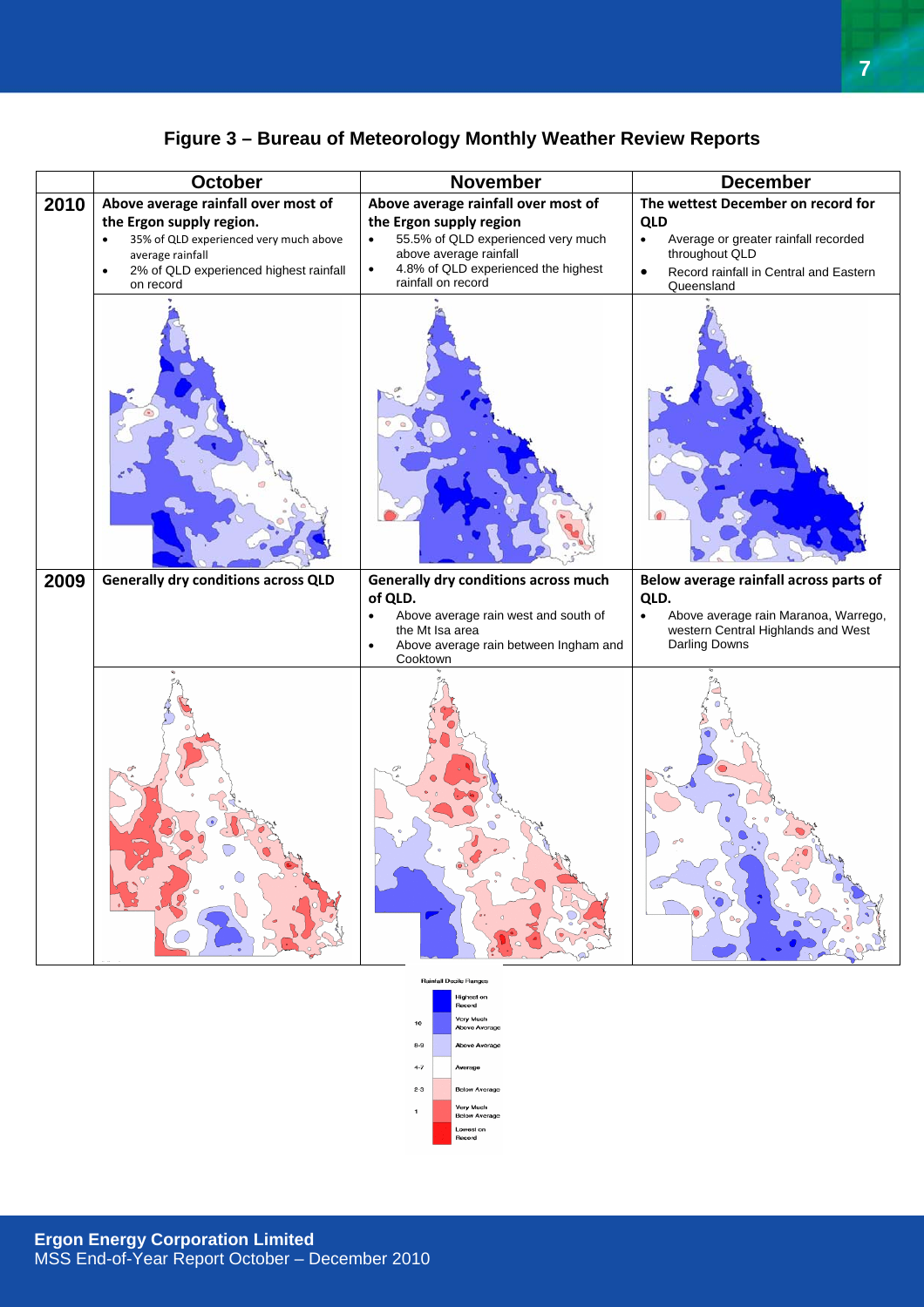## Figure 3 – Bureau of Meteorology Monthly Weather Review Reports

| | October | November | December |
|---|---|---|---|
| **2010** | **Above average rainfall over most of the Ergon supply region.**<br>• 35% of QLD experienced very much above average rainfall<br>• 2% of QLD experienced highest rainfall on record | **Above average rainfall over most of the Ergon supply region**<br>• 55.5% of QLD experienced very much above average rainfall<br>• 4.8% of QLD experienced the highest rainfall on record | **The wettest December on record for QLD**<br>• Average or greater rainfall recorded throughout QLD<br>• Record rainfall in Central and Eastern Queensland |
| **2009** | **Generally dry conditions across QLD** | **Generally dry conditions across much of QLD.**<br>• Above average rain west and south of the Mt Isa area<br>• Above average rain between Ingham and Cooktown | **Below average rainfall across parts of QLD.**<br>• Above average rain Maranoa, Warrego, western Central Highlands and West Darling Downs |

Rainfall Decile Ranges

| Decile | Description |
|---|---|
| | Highest on Record |
| 10 | Very Much Above Average |
| 8-9 | Above Average |
| 4-7 | Average |
| 2-3 | Below Average |
| 1 | Very Much Below Average |
| | Lowest on Record |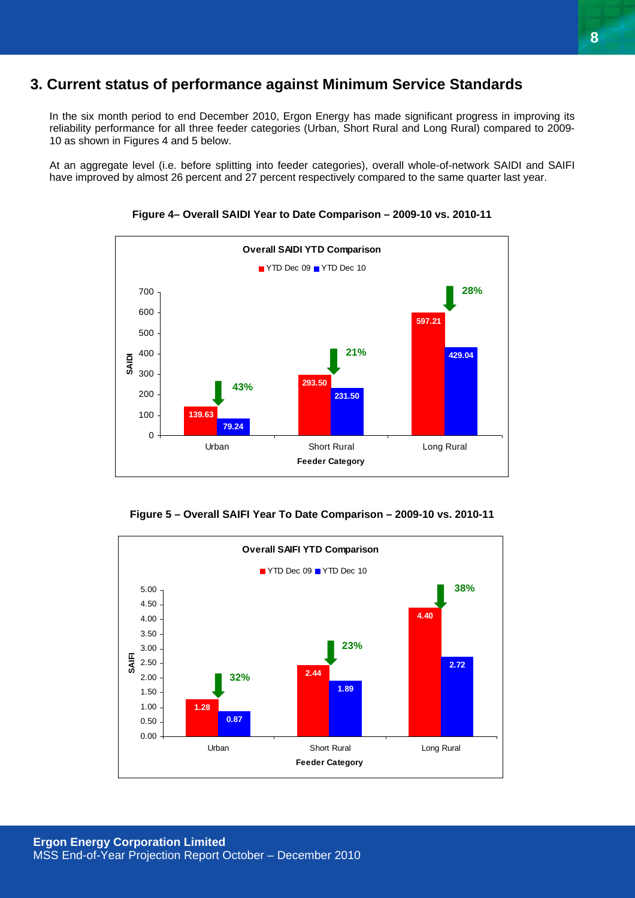## 3. Current status of performance against Minimum Service Standards

In the six month period to end December 2010, Ergon Energy has made significant progress in improving its reliability performance for all three feeder categories (Urban, Short Rural and Long Rural) compared to 2009-10 as shown in Figures 4 and 5 below.

At an aggregate level (i.e. before splitting into feeder categories), overall whole-of-network SAIDI and SAIFI have improved by almost 26 percent and 27 percent respectively compared to the same quarter last year.

**Figure 4– Overall SAIDI Year to Date Comparison – 2009-10 vs. 2010-11**

Overall SAIDI YTD Comparison

| Feeder Category | YTD Dec 09 | YTD Dec 10 | Improvement |
|---|---|---|---|
| Urban | 139.63 | 79.24 | 43% |
| Short Rural | 293.50 | 231.50 | 21% |
| Long Rural | 597.21 | 429.04 | 28% |

**Figure 5 – Overall SAIFI Year To Date Comparison – 2009-10 vs. 2010-11**

Overall SAIFI YTD Comparison

| Feeder Category | YTD Dec 09 | YTD Dec 10 | Improvement |
|---|---|---|---|
| Urban | 1.28 | 0.87 | 32% |
| Short Rural | 2.44 | 1.89 | 23% |
| Long Rural | 4.40 | 2.72 | 38% |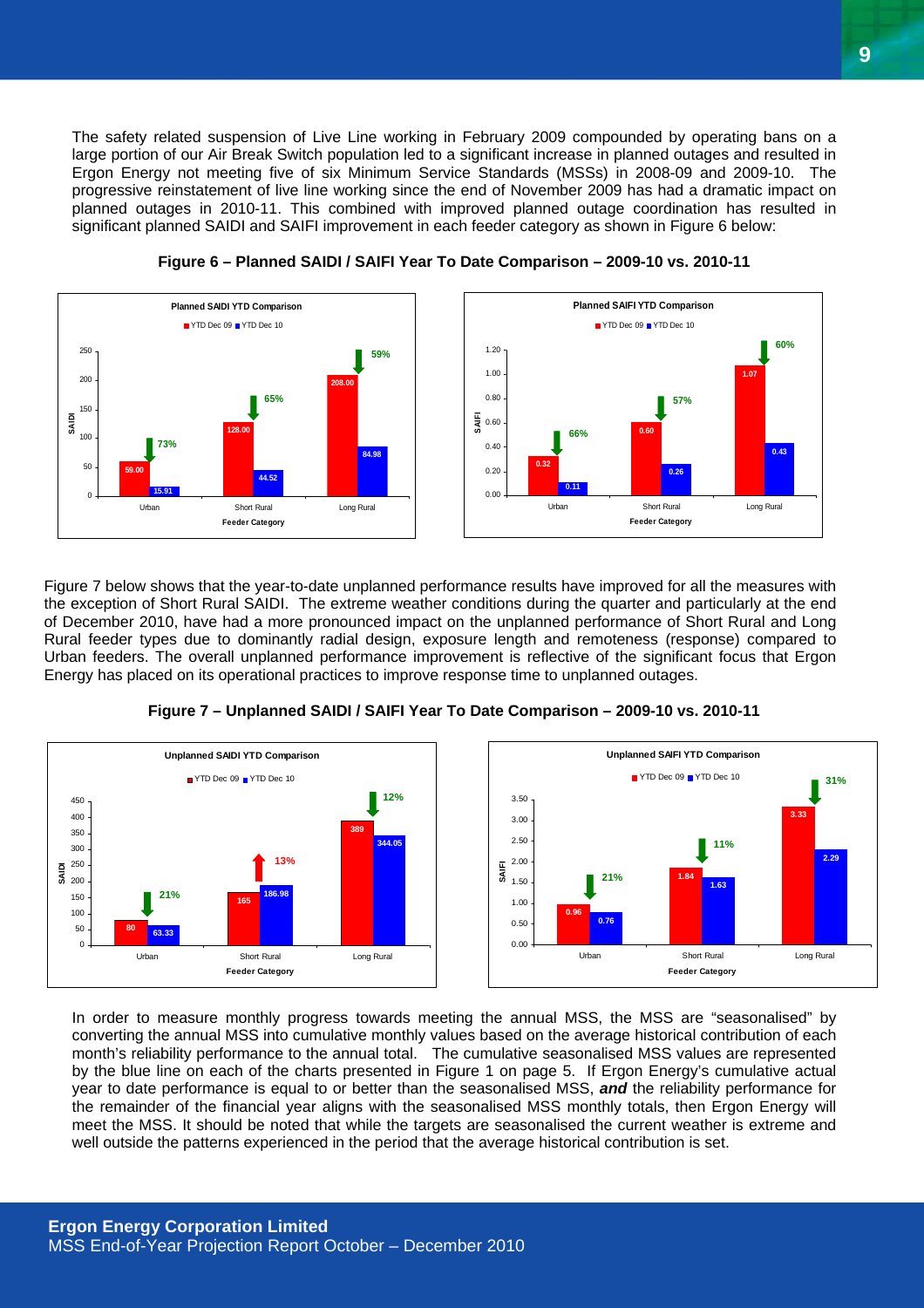The safety related suspension of Live Line working in February 2009 compounded by operating bans on a large portion of our Air Break Switch population led to a significant increase in planned outages and resulted in Ergon Energy not meeting five of six Minimum Service Standards (MSSs) in 2008-09 and 2009-10. The progressive reinstatement of live line working since the end of November 2009 has had a dramatic impact on planned outages in 2010-11. This combined with improved planned outage coordination has resulted in significant planned SAIDI and SAIFI improvement in each feeder category as shown in Figure 6 below:

**Figure 6 – Planned SAIDI / SAIFI Year To Date Comparison – 2009-10 vs. 2010-11**

**Planned SAIDI YTD Comparison**

| Feeder Category | YTD Dec 09 | YTD Dec 10 | Change |
|---|---|---|---|
| Urban | 59.00 | 15.91 | ↓ 73% |
| Short Rural | 128.00 | 44.52 | ↓ 65% |
| Long Rural | 208.00 | 84.98 | ↓ 59% |

**Planned SAIFI YTD Comparison**

| Feeder Category | YTD Dec 09 | YTD Dec 10 | Change |
|---|---|---|---|
| Urban | 0.32 | 0.11 | ↓ 66% |
| Short Rural | 0.60 | 0.26 | ↓ 57% |
| Long Rural | 1.07 | 0.43 | ↓ 60% |

Figure 7 below shows that the year-to-date unplanned performance results have improved for all the measures with the exception of Short Rural SAIDI. The extreme weather conditions during the quarter and particularly at the end of December 2010, have had a more pronounced impact on the unplanned performance of Short Rural and Long Rural feeder types due to dominantly radial design, exposure length and remoteness (response) compared to Urban feeders. The overall unplanned performance improvement is reflective of the significant focus that Ergon Energy has placed on its operational practices to improve response time to unplanned outages.

**Figure 7 – Unplanned SAIDI / SAIFI Year To Date Comparison – 2009-10 vs. 2010-11**

**Unplanned SAIDI YTD Comparison**

| Feeder Category | YTD Dec 09 | YTD Dec 10 | Change |
|---|---|---|---|
| Urban | 80 | 63.33 | ↓ 21% |
| Short Rural | 165 | 186.98 | ↑ 13% |
| Long Rural | 389 | 344.05 | ↓ 12% |

**Unplanned SAIFI YTD Comparison**

| Feeder Category | YTD Dec 09 | YTD Dec 10 | Change |
|---|---|---|---|
| Urban | 0.96 | 0.76 | ↓ 21% |
| Short Rural | 1.84 | 1.63 | ↓ 11% |
| Long Rural | 3.33 | 2.29 | ↓ 31% |

In order to measure monthly progress towards meeting the annual MSS, the MSS are "seasonalised" by converting the annual MSS into cumulative monthly values based on the average historical contribution of each month's reliability performance to the annual total. The cumulative seasonalised MSS values are represented by the blue line on each of the charts presented in Figure 1 on page 5. If Ergon Energy's cumulative actual year to date performance is equal to or better than the seasonalised MSS, ***and*** the reliability performance for the remainder of the financial year aligns with the seasonalised MSS monthly totals, then Ergon Energy will meet the MSS. It should be noted that while the targets are seasonalised the current weather is extreme and well outside the patterns experienced in the period that the average historical contribution is set.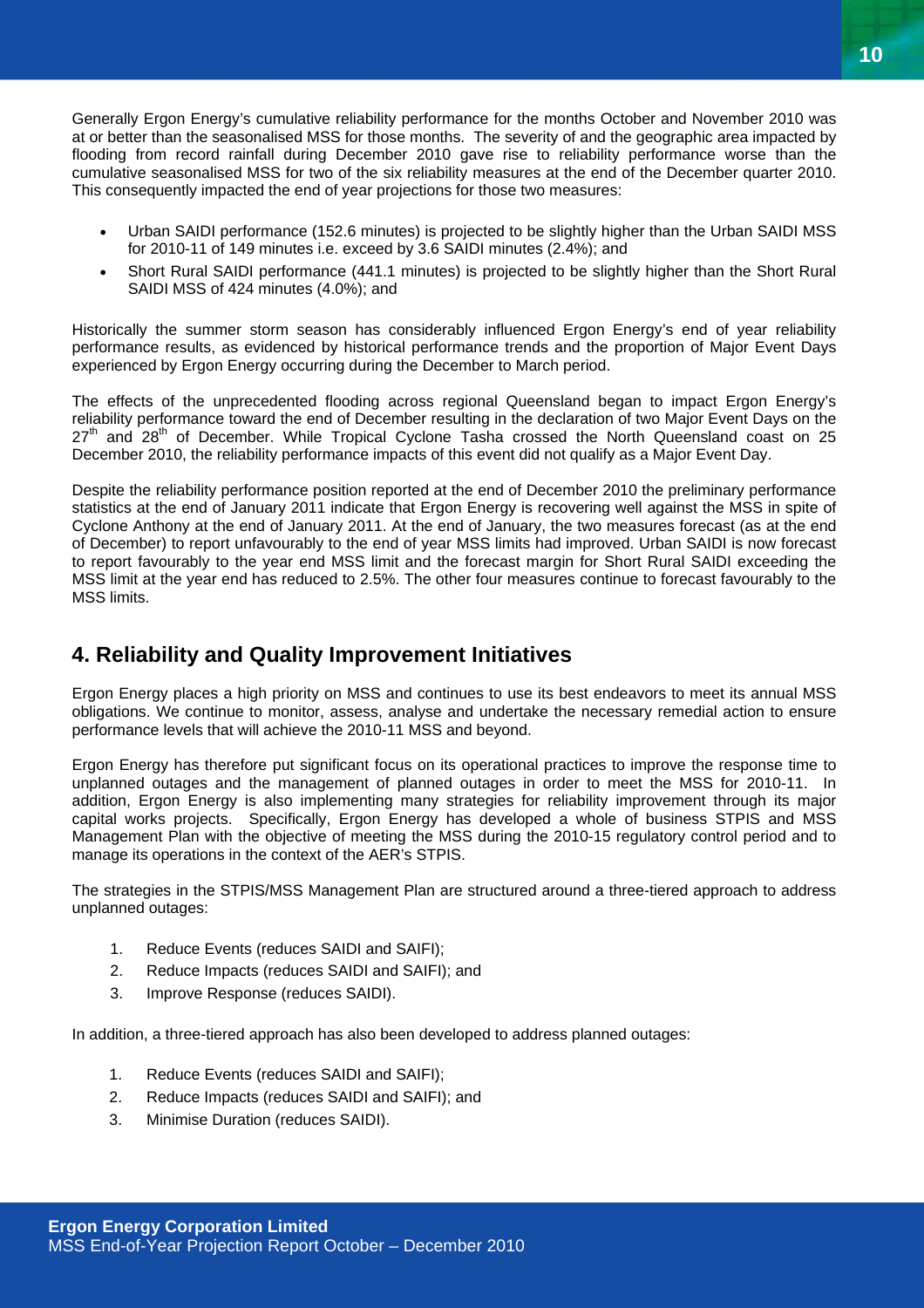Generally Ergon Energy's cumulative reliability performance for the months October and November 2010 was at or better than the seasonalised MSS for those months. The severity of and the geographic area impacted by flooding from record rainfall during December 2010 gave rise to reliability performance worse than the cumulative seasonalised MSS for two of the six reliability measures at the end of the December quarter 2010. This consequently impacted the end of year projections for those two measures:

- Urban SAIDI performance (152.6 minutes) is projected to be slightly higher than the Urban SAIDI MSS for 2010-11 of 149 minutes i.e. exceed by 3.6 SAIDI minutes (2.4%); and
- Short Rural SAIDI performance (441.1 minutes) is projected to be slightly higher than the Short Rural SAIDI MSS of 424 minutes (4.0%); and

Historically the summer storm season has considerably influenced Ergon Energy's end of year reliability performance results, as evidenced by historical performance trends and the proportion of Major Event Days experienced by Ergon Energy occurring during the December to March period.

The effects of the unprecedented flooding across regional Queensland began to impact Ergon Energy's reliability performance toward the end of December resulting in the declaration of two Major Event Days on the 27th and 28th of December. While Tropical Cyclone Tasha crossed the North Queensland coast on 25 December 2010, the reliability performance impacts of this event did not qualify as a Major Event Day.

Despite the reliability performance position reported at the end of December 2010 the preliminary performance statistics at the end of January 2011 indicate that Ergon Energy is recovering well against the MSS in spite of Cyclone Anthony at the end of January 2011. At the end of January, the two measures forecast (as at the end of December) to report unfavourably to the end of year MSS limits had improved. Urban SAIDI is now forecast to report favourably to the year end MSS limit and the forecast margin for Short Rural SAIDI exceeding the MSS limit at the year end has reduced to 2.5%. The other four measures continue to forecast favourably to the MSS limits.

## 4. Reliability and Quality Improvement Initiatives

Ergon Energy places a high priority on MSS and continues to use its best endeavors to meet its annual MSS obligations. We continue to monitor, assess, analyse and undertake the necessary remedial action to ensure performance levels that will achieve the 2010-11 MSS and beyond.

Ergon Energy has therefore put significant focus on its operational practices to improve the response time to unplanned outages and the management of planned outages in order to meet the MSS for 2010-11. In addition, Ergon Energy is also implementing many strategies for reliability improvement through its major capital works projects. Specifically, Ergon Energy has developed a whole of business STPIS and MSS Management Plan with the objective of meeting the MSS during the 2010-15 regulatory control period and to manage its operations in the context of the AER's STPIS.

The strategies in the STPIS/MSS Management Plan are structured around a three-tiered approach to address unplanned outages:

1. Reduce Events (reduces SAIDI and SAIFI);
2. Reduce Impacts (reduces SAIDI and SAIFI); and
3. Improve Response (reduces SAIDI).

In addition, a three-tiered approach has also been developed to address planned outages:

1. Reduce Events (reduces SAIDI and SAIFI);
2. Reduce Impacts (reduces SAIDI and SAIFI); and
3. Minimise Duration (reduces SAIDI).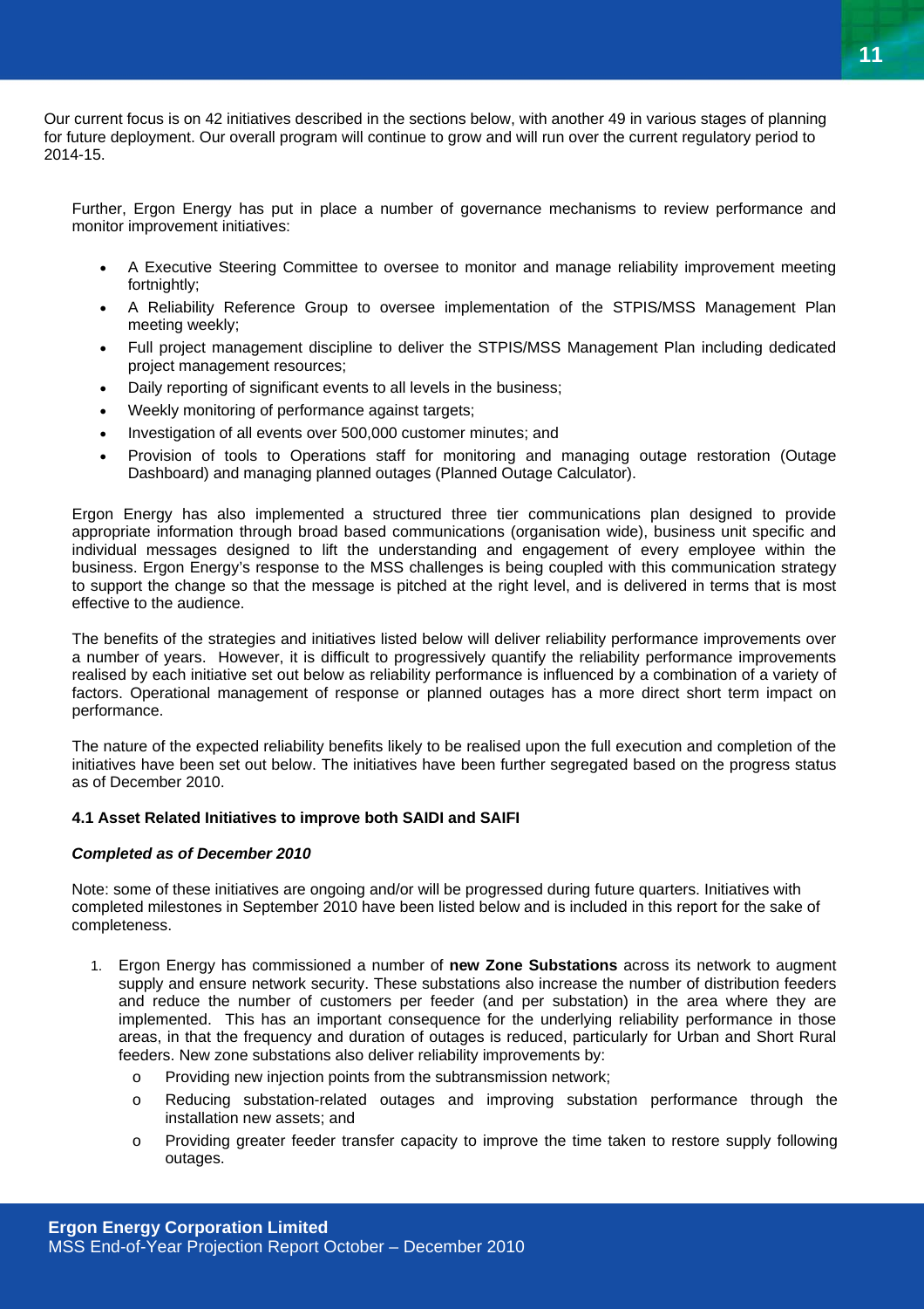Our current focus is on 42 initiatives described in the sections below, with another 49 in various stages of planning for future deployment. Our overall program will continue to grow and will run over the current regulatory period to 2014-15.

Further, Ergon Energy has put in place a number of governance mechanisms to review performance and monitor improvement initiatives:

- A Executive Steering Committee to oversee to monitor and manage reliability improvement meeting fortnightly;
- A Reliability Reference Group to oversee implementation of the STPIS/MSS Management Plan meeting weekly;
- Full project management discipline to deliver the STPIS/MSS Management Plan including dedicated project management resources;
- Daily reporting of significant events to all levels in the business;
- Weekly monitoring of performance against targets;
- Investigation of all events over 500,000 customer minutes; and
- Provision of tools to Operations staff for monitoring and managing outage restoration (Outage Dashboard) and managing planned outages (Planned Outage Calculator).

Ergon Energy has also implemented a structured three tier communications plan designed to provide appropriate information through broad based communications (organisation wide), business unit specific and individual messages designed to lift the understanding and engagement of every employee within the business. Ergon Energy's response to the MSS challenges is being coupled with this communication strategy to support the change so that the message is pitched at the right level, and is delivered in terms that is most effective to the audience.

The benefits of the strategies and initiatives listed below will deliver reliability performance improvements over a number of years. However, it is difficult to progressively quantify the reliability performance improvements realised by each initiative set out below as reliability performance is influenced by a combination of a variety of factors. Operational management of response or planned outages has a more direct short term impact on performance.

The nature of the expected reliability benefits likely to be realised upon the full execution and completion of the initiatives have been set out below. The initiatives have been further segregated based on the progress status as of December 2010.

### 4.1 Asset Related Initiatives to improve both SAIDI and SAIFI

***Completed as of December 2010***

Note: some of these initiatives are ongoing and/or will be progressed during future quarters. Initiatives with completed milestones in September 2010 have been listed below and is included in this report for the sake of completeness.

1. Ergon Energy has commissioned a number of **new Zone Substations** across its network to augment supply and ensure network security. These substations also increase the number of distribution feeders and reduce the number of customers per feeder (and per substation) in the area where they are implemented. This has an important consequence for the underlying reliability performance in those areas, in that the frequency and duration of outages is reduced, particularly for Urban and Short Rural feeders. New zone substations also deliver reliability improvements by:
   - Providing new injection points from the subtransmission network;
   - Reducing substation-related outages and improving substation performance through the installation new assets; and
   - Providing greater feeder transfer capacity to improve the time taken to restore supply following outages.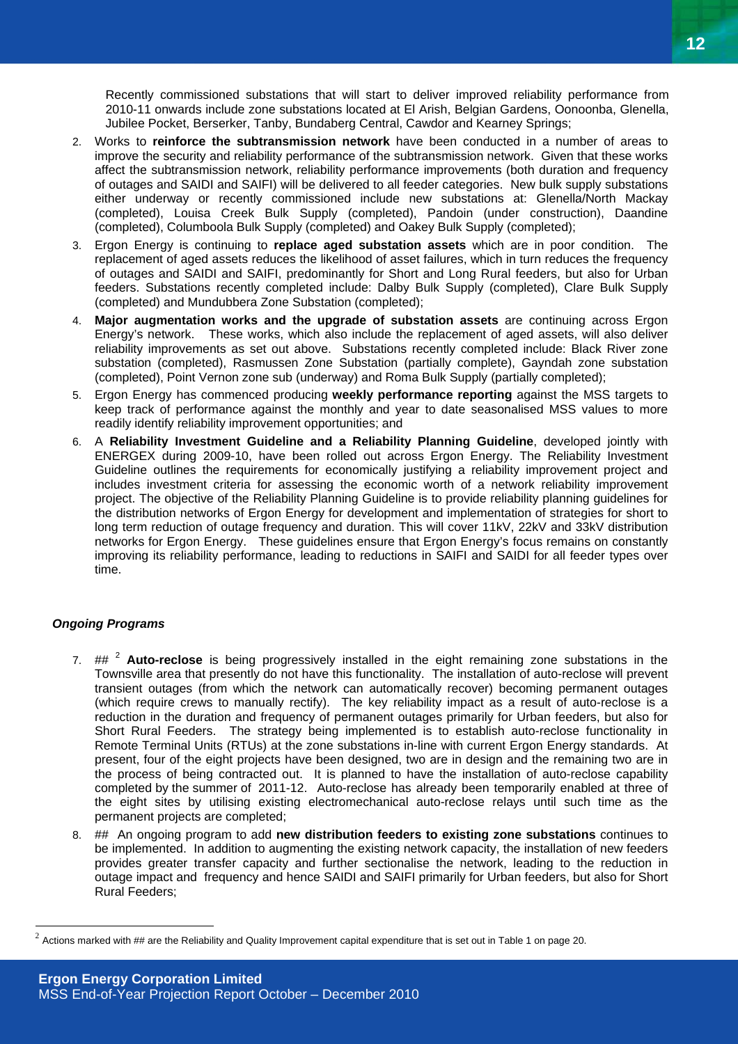Recently commissioned substations that will start to deliver improved reliability performance from 2010-11 onwards include zone substations located at El Arish, Belgian Gardens, Oonoonba, Glenella, Jubilee Pocket, Berserker, Tanby, Bundaberg Central, Cawdor and Kearney Springs;

2. Works to **reinforce the subtransmission network** have been conducted in a number of areas to improve the security and reliability performance of the subtransmission network. Given that these works affect the subtransmission network, reliability performance improvements (both duration and frequency of outages and SAIDI and SAIFI) will be delivered to all feeder categories. New bulk supply substations either underway or recently commissioned include new substations at: Glenella/North Mackay (completed), Louisa Creek Bulk Supply (completed), Pandoin (under construction), Daandine (completed), Columboola Bulk Supply (completed) and Oakey Bulk Supply (completed);
3. Ergon Energy is continuing to **replace aged substation assets** which are in poor condition. The replacement of aged assets reduces the likelihood of asset failures, which in turn reduces the frequency of outages and SAIDI and SAIFI, predominantly for Short and Long Rural feeders, but also for Urban feeders. Substations recently completed include: Dalby Bulk Supply (completed), Clare Bulk Supply (completed) and Mundubbera Zone Substation (completed);
4. **Major augmentation works and the upgrade of substation assets** are continuing across Ergon Energy's network. These works, which also include the replacement of aged assets, will also deliver reliability improvements as set out above. Substations recently completed include: Black River zone substation (completed), Rasmussen Zone Substation (partially complete), Gayndah zone substation (completed), Point Vernon zone sub (underway) and Roma Bulk Supply (partially completed);
5. Ergon Energy has commenced producing **weekly performance reporting** against the MSS targets to keep track of performance against the monthly and year to date seasonalised MSS values to more readily identify reliability improvement opportunities; and
6. A **Reliability Investment Guideline and a Reliability Planning Guideline**, developed jointly with ENERGEX during 2009-10, have been rolled out across Ergon Energy. The Reliability Investment Guideline outlines the requirements for economically justifying a reliability improvement project and includes investment criteria for assessing the economic worth of a network reliability improvement project. The objective of the Reliability Planning Guideline is to provide reliability planning guidelines for the distribution networks of Ergon Energy for development and implementation of strategies for short to long term reduction of outage frequency and duration. This will cover 11kV, 22kV and 33kV distribution networks for Ergon Energy. These guidelines ensure that Ergon Energy's focus remains on constantly improving its reliability performance, leading to reductions in SAIFI and SAIDI for all feeder types over time.

### *Ongoing Programs*

7. ## [2] **Auto-reclose** is being progressively installed in the eight remaining zone substations in the Townsville area that presently do not have this functionality. The installation of auto-reclose will prevent transient outages (from which the network can automatically recover) becoming permanent outages (which require crews to manually rectify). The key reliability impact as a result of auto-reclose is a reduction in the duration and frequency of permanent outages primarily for Urban feeders, but also for Short Rural Feeders. The strategy being implemented is to establish auto-reclose functionality in Remote Terminal Units (RTUs) at the zone substations in-line with current Ergon Energy standards. At present, four of the eight projects have been designed, two are in design and the remaining two are in the process of being contracted out. It is planned to have the installation of auto-reclose capability completed by the summer of 2011-12. Auto-reclose has already been temporarily enabled at three of the eight sites by utilising existing electromechanical auto-reclose relays until such time as the permanent projects are completed;
8. ## An ongoing program to add **new distribution feeders to existing zone substations** continues to be implemented. In addition to augmenting the existing network capacity, the installation of new feeders provides greater transfer capacity and further sectionalise the network, leading to the reduction in outage impact and frequency and hence SAIDI and SAIFI primarily for Urban feeders, but also for Short Rural Feeders;

[2] Actions marked with ## are the Reliability and Quality Improvement capital expenditure that is set out in Table 1 on page 20.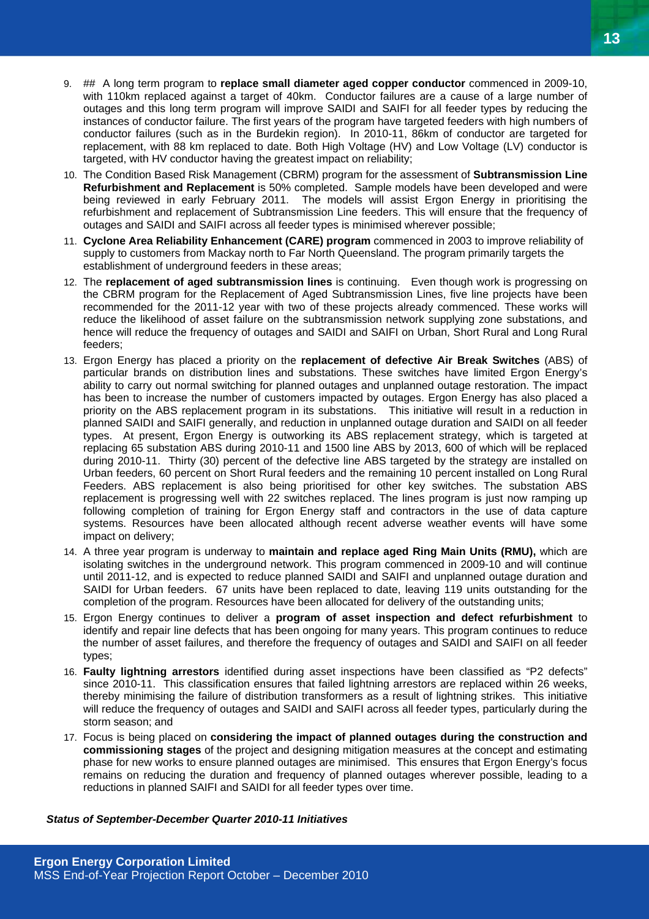9. ## A long term program to **replace small diameter aged copper conductor** commenced in 2009-10, with 110km replaced against a target of 40km. Conductor failures are a cause of a large number of outages and this long term program will improve SAIDI and SAIFI for all feeder types by reducing the instances of conductor failure. The first years of the program have targeted feeders with high numbers of conductor failures (such as in the Burdekin region). In 2010-11, 86km of conductor are targeted for replacement, with 88 km replaced to date. Both High Voltage (HV) and Low Voltage (LV) conductor is targeted, with HV conductor having the greatest impact on reliability;
10. The Condition Based Risk Management (CBRM) program for the assessment of **Subtransmission Line Refurbishment and Replacement** is 50% completed. Sample models have been developed and were being reviewed in early February 2011. The models will assist Ergon Energy in prioritising the refurbishment and replacement of Subtransmission Line feeders. This will ensure that the frequency of outages and SAIDI and SAIFI across all feeder types is minimised wherever possible;
11. **Cyclone Area Reliability Enhancement (CARE) program** commenced in 2003 to improve reliability of supply to customers from Mackay north to Far North Queensland. The program primarily targets the establishment of underground feeders in these areas;
12. The **replacement of aged subtransmission lines** is continuing. Even though work is progressing on the CBRM program for the Replacement of Aged Subtransmission Lines, five line projects have been recommended for the 2011-12 year with two of these projects already commenced. These works will reduce the likelihood of asset failure on the subtransmission network supplying zone substations, and hence will reduce the frequency of outages and SAIDI and SAIFI on Urban, Short Rural and Long Rural feeders;
13. Ergon Energy has placed a priority on the **replacement of defective Air Break Switches** (ABS) of particular brands on distribution lines and substations. These switches have limited Ergon Energy's ability to carry out normal switching for planned outages and unplanned outage restoration. The impact has been to increase the number of customers impacted by outages. Ergon Energy has also placed a priority on the ABS replacement program in its substations. This initiative will result in a reduction in planned SAIDI and SAIFI generally, and reduction in unplanned outage duration and SAIDI on all feeder types. At present, Ergon Energy is outworking its ABS replacement strategy, which is targeted at replacing 65 substation ABS during 2010-11 and 1500 line ABS by 2013, 600 of which will be replaced during 2010-11. Thirty (30) percent of the defective line ABS targeted by the strategy are installed on Urban feeders, 60 percent on Short Rural feeders and the remaining 10 percent installed on Long Rural Feeders. ABS replacement is also being prioritised for other key switches. The substation ABS replacement is progressing well with 22 switches replaced. The lines program is just now ramping up following completion of training for Ergon Energy staff and contractors in the use of data capture systems. Resources have been allocated although recent adverse weather events will have some impact on delivery;
14. A three year program is underway to **maintain and replace aged Ring Main Units (RMU),** which are isolating switches in the underground network. This program commenced in 2009-10 and will continue until 2011-12, and is expected to reduce planned SAIDI and SAIFI and unplanned outage duration and SAIDI for Urban feeders. 67 units have been replaced to date, leaving 119 units outstanding for the completion of the program. Resources have been allocated for delivery of the outstanding units;
15. Ergon Energy continues to deliver a **program of asset inspection and defect refurbishment** to identify and repair line defects that has been ongoing for many years. This program continues to reduce the number of asset failures, and therefore the frequency of outages and SAIDI and SAIFI on all feeder types;
16. **Faulty lightning arrestors** identified during asset inspections have been classified as "P2 defects" since 2010-11. This classification ensures that failed lightning arrestors are replaced within 26 weeks, thereby minimising the failure of distribution transformers as a result of lightning strikes. This initiative will reduce the frequency of outages and SAIDI and SAIFI across all feeder types, particularly during the storm season; and
17. Focus is being placed on **considering the impact of planned outages during the construction and commissioning stages** of the project and designing mitigation measures at the concept and estimating phase for new works to ensure planned outages are minimised. This ensures that Ergon Energy's focus remains on reducing the duration and frequency of planned outages wherever possible, leading to a reductions in planned SAIFI and SAIDI for all feeder types over time.

***Status of September-December Quarter 2010-11 Initiatives***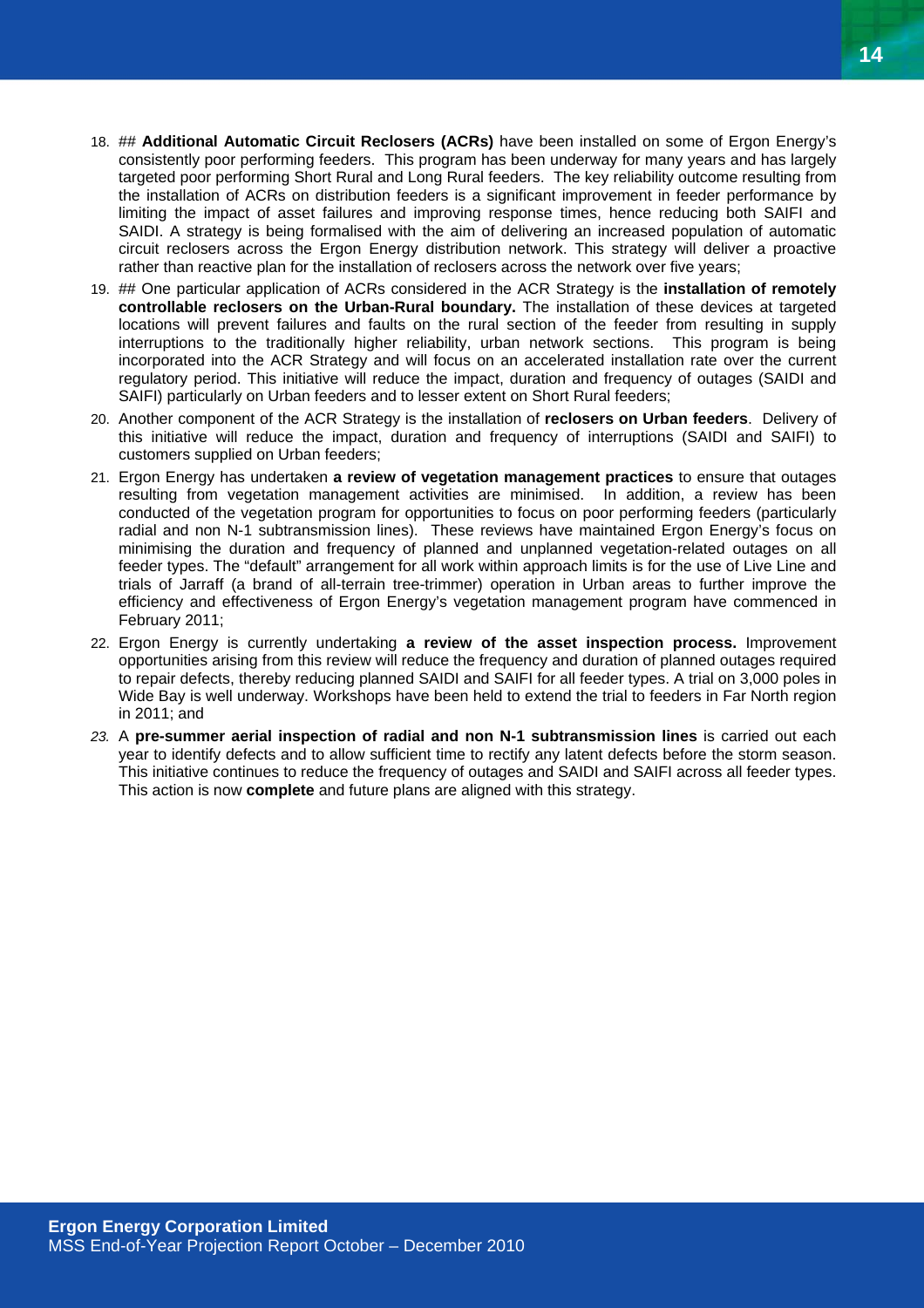18. ## **Additional Automatic Circuit Reclosers (ACRs)** have been installed on some of Ergon Energy's consistently poor performing feeders. This program has been underway for many years and has largely targeted poor performing Short Rural and Long Rural feeders. The key reliability outcome resulting from the installation of ACRs on distribution feeders is a significant improvement in feeder performance by limiting the impact of asset failures and improving response times, hence reducing both SAIFI and SAIDI. A strategy is being formalised with the aim of delivering an increased population of automatic circuit reclosers across the Ergon Energy distribution network. This strategy will deliver a proactive rather than reactive plan for the installation of reclosers across the network over five years;
19. ## One particular application of ACRs considered in the ACR Strategy is the **installation of remotely controllable reclosers on the Urban-Rural boundary.** The installation of these devices at targeted locations will prevent failures and faults on the rural section of the feeder from resulting in supply interruptions to the traditionally higher reliability, urban network sections. This program is being incorporated into the ACR Strategy and will focus on an accelerated installation rate over the current regulatory period. This initiative will reduce the impact, duration and frequency of outages (SAIDI and SAIFI) particularly on Urban feeders and to lesser extent on Short Rural feeders;
20. Another component of the ACR Strategy is the installation of **reclosers on Urban feeders**. Delivery of this initiative will reduce the impact, duration and frequency of interruptions (SAIDI and SAIFI) to customers supplied on Urban feeders;
21. Ergon Energy has undertaken **a review of vegetation management practices** to ensure that outages resulting from vegetation management activities are minimised. In addition, a review has been conducted of the vegetation program for opportunities to focus on poor performing feeders (particularly radial and non N-1 subtransmission lines). These reviews have maintained Ergon Energy's focus on minimising the duration and frequency of planned and unplanned vegetation-related outages on all feeder types. The "default" arrangement for all work within approach limits is for the use of Live Line and trials of Jarraff (a brand of all-terrain tree-trimmer) operation in Urban areas to further improve the efficiency and effectiveness of Ergon Energy's vegetation management program have commenced in February 2011;
22. Ergon Energy is currently undertaking **a review of the asset inspection process.** Improvement opportunities arising from this review will reduce the frequency and duration of planned outages required to repair defects, thereby reducing planned SAIDI and SAIFI for all feeder types. A trial on 3,000 poles in Wide Bay is well underway. Workshops have been held to extend the trial to feeders in Far North region in 2011; and
23. A **pre-summer aerial inspection of radial and non N-1 subtransmission lines** is carried out each year to identify defects and to allow sufficient time to rectify any latent defects before the storm season. This initiative continues to reduce the frequency of outages and SAIDI and SAIFI across all feeder types. This action is now **complete** and future plans are aligned with this strategy.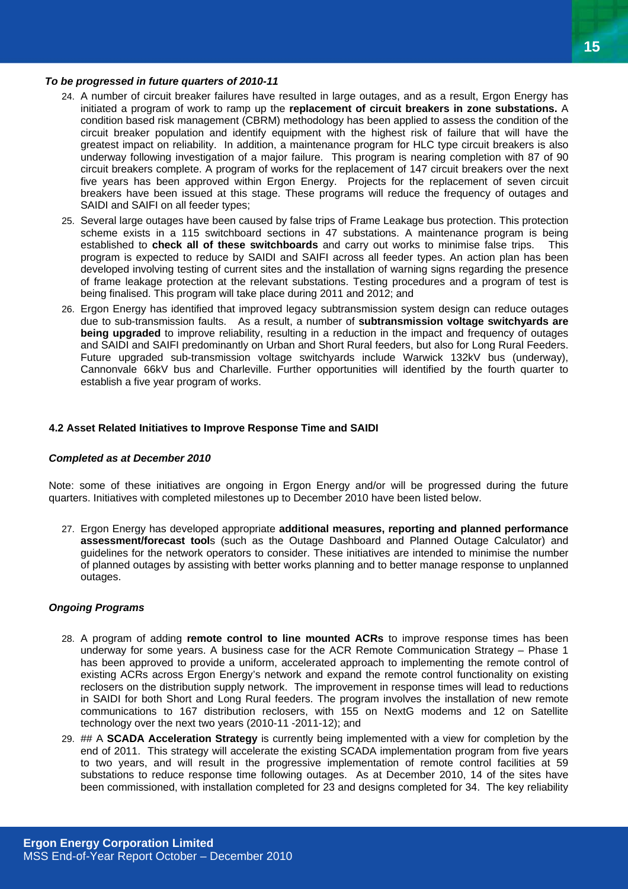***To be progressed in future quarters of 2010-11***

24. A number of circuit breaker failures have resulted in large outages, and as a result, Ergon Energy has initiated a program of work to ramp up the **replacement of circuit breakers in zone substations.** A condition based risk management (CBRM) methodology has been applied to assess the condition of the circuit breaker population and identify equipment with the highest risk of failure that will have the greatest impact on reliability. In addition, a maintenance program for HLC type circuit breakers is also underway following investigation of a major failure. This program is nearing completion with 87 of 90 circuit breakers complete. A program of works for the replacement of 147 circuit breakers over the next five years has been approved within Ergon Energy. Projects for the replacement of seven circuit breakers have been issued at this stage. These programs will reduce the frequency of outages and SAIDI and SAIFI on all feeder types;
25. Several large outages have been caused by false trips of Frame Leakage bus protection. This protection scheme exists in a 115 switchboard sections in 47 substations. A maintenance program is being established to **check all of these switchboards** and carry out works to minimise false trips. This program is expected to reduce by SAIDI and SAIFI across all feeder types. An action plan has been developed involving testing of current sites and the installation of warning signs regarding the presence of frame leakage protection at the relevant substations. Testing procedures and a program of test is being finalised. This program will take place during 2011 and 2012; and
26. Ergon Energy has identified that improved legacy subtransmission system design can reduce outages due to sub-transmission faults. As a result, a number of **subtransmission voltage switchyards are being upgraded** to improve reliability, resulting in a reduction in the impact and frequency of outages and SAIDI and SAIFI predominantly on Urban and Short Rural feeders, but also for Long Rural Feeders. Future upgraded sub-transmission voltage switchyards include Warwick 132kV bus (underway), Cannonvale 66kV bus and Charleville. Further opportunities will identified by the fourth quarter to establish a five year program of works.

**4.2 Asset Related Initiatives to Improve Response Time and SAIDI**

***Completed as at December 2010***

Note: some of these initiatives are ongoing in Ergon Energy and/or will be progressed during the future quarters. Initiatives with completed milestones up to December 2010 have been listed below.

27. Ergon Energy has developed appropriate **additional measures, reporting and planned performance assessment/forecast tool**s (such as the Outage Dashboard and Planned Outage Calculator) and guidelines for the network operators to consider. These initiatives are intended to minimise the number of planned outages by assisting with better works planning and to better manage response to unplanned outages.

***Ongoing Programs***

28. A program of adding **remote control to line mounted ACRs** to improve response times has been underway for some years. A business case for the ACR Remote Communication Strategy – Phase 1 has been approved to provide a uniform, accelerated approach to implementing the remote control of existing ACRs across Ergon Energy's network and expand the remote control functionality on existing reclosers on the distribution supply network. The improvement in response times will lead to reductions in SAIDI for both Short and Long Rural feeders. The program involves the installation of new remote communications to 167 distribution reclosers, with 155 on NextG modems and 12 on Satellite technology over the next two years (2010-11 -2011-12); and
29. ## A **SCADA Acceleration Strategy** is currently being implemented with a view for completion by the end of 2011. This strategy will accelerate the existing SCADA implementation program from five years to two years, and will result in the progressive implementation of remote control facilities at 59 substations to reduce response time following outages. As at December 2010, 14 of the sites have been commissioned, with installation completed for 23 and designs completed for 34. The key reliability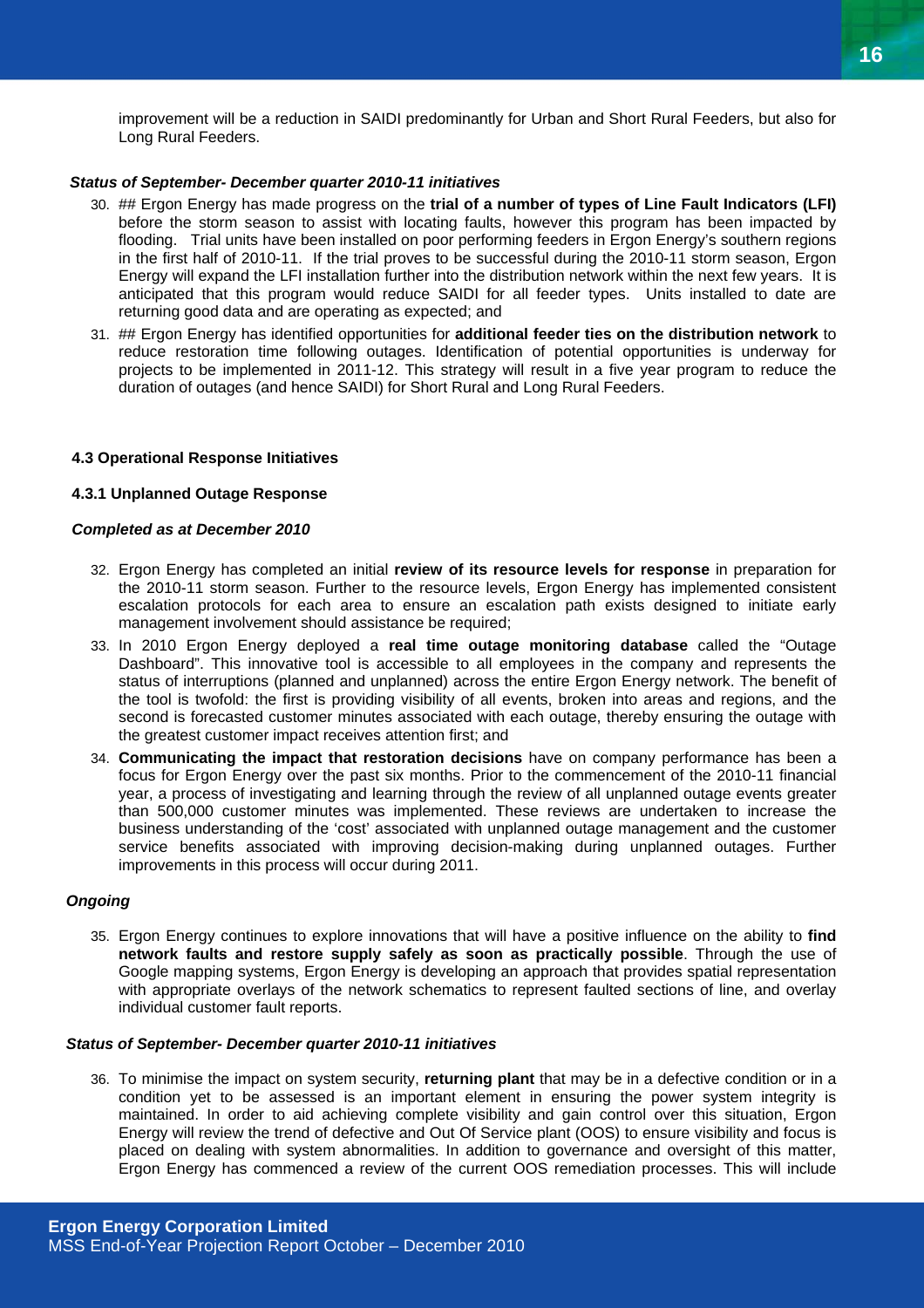improvement will be a reduction in SAIDI predominantly for Urban and Short Rural Feeders, but also for Long Rural Feeders.

***Status of September- December quarter 2010-11 initiatives***

30. ## Ergon Energy has made progress on the **trial of a number of types of Line Fault Indicators (LFI)** before the storm season to assist with locating faults, however this program has been impacted by flooding. Trial units have been installed on poor performing feeders in Ergon Energy's southern regions in the first half of 2010-11. If the trial proves to be successful during the 2010-11 storm season, Ergon Energy will expand the LFI installation further into the distribution network within the next few years. It is anticipated that this program would reduce SAIDI for all feeder types. Units installed to date are returning good data and are operating as expected; and
31. ## Ergon Energy has identified opportunities for **additional feeder ties on the distribution network** to reduce restoration time following outages. Identification of potential opportunities is underway for projects to be implemented in 2011-12. This strategy will result in a five year program to reduce the duration of outages (and hence SAIDI) for Short Rural and Long Rural Feeders.

### 4.3 Operational Response Initiatives

#### 4.3.1 Unplanned Outage Response

***Completed as at December 2010***

32. Ergon Energy has completed an initial **review of its resource levels for response** in preparation for the 2010-11 storm season. Further to the resource levels, Ergon Energy has implemented consistent escalation protocols for each area to ensure an escalation path exists designed to initiate early management involvement should assistance be required;
33. In 2010 Ergon Energy deployed a **real time outage monitoring database** called the "Outage Dashboard". This innovative tool is accessible to all employees in the company and represents the status of interruptions (planned and unplanned) across the entire Ergon Energy network. The benefit of the tool is twofold: the first is providing visibility of all events, broken into areas and regions, and the second is forecasted customer minutes associated with each outage, thereby ensuring the outage with the greatest customer impact receives attention first; and
34. **Communicating the impact that restoration decisions** have on company performance has been a focus for Ergon Energy over the past six months. Prior to the commencement of the 2010-11 financial year, a process of investigating and learning through the review of all unplanned outage events greater than 500,000 customer minutes was implemented. These reviews are undertaken to increase the business understanding of the 'cost' associated with unplanned outage management and the customer service benefits associated with improving decision-making during unplanned outages. Further improvements in this process will occur during 2011.

***Ongoing***

35. Ergon Energy continues to explore innovations that will have a positive influence on the ability to **find network faults and restore supply safely as soon as practically possible**. Through the use of Google mapping systems, Ergon Energy is developing an approach that provides spatial representation with appropriate overlays of the network schematics to represent faulted sections of line, and overlay individual customer fault reports.

***Status of September- December quarter 2010-11 initiatives***

36. To minimise the impact on system security, **returning plant** that may be in a defective condition or in a condition yet to be assessed is an important element in ensuring the power system integrity is maintained. In order to aid achieving complete visibility and gain control over this situation, Ergon Energy will review the trend of defective and Out Of Service plant (OOS) to ensure visibility and focus is placed on dealing with system abnormalities. In addition to governance and oversight of this matter, Ergon Energy has commenced a review of the current OOS remediation processes. This will include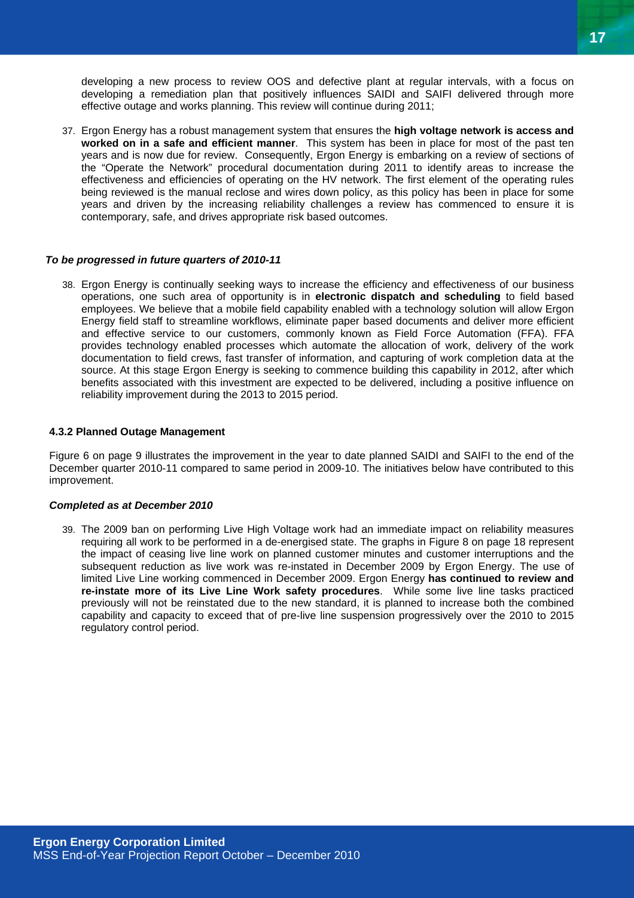developing a new process to review OOS and defective plant at regular intervals, with a focus on developing a remediation plan that positively influences SAIDI and SAIFI delivered through more effective outage and works planning. This review will continue during 2011;

37. Ergon Energy has a robust management system that ensures the **high voltage network is access and worked on in a safe and efficient manner**. This system has been in place for most of the past ten years and is now due for review. Consequently, Ergon Energy is embarking on a review of sections of the "Operate the Network" procedural documentation during 2011 to identify areas to increase the effectiveness and efficiencies of operating on the HV network. The first element of the operating rules being reviewed is the manual reclose and wires down policy, as this policy has been in place for some years and driven by the increasing reliability challenges a review has commenced to ensure it is contemporary, safe, and drives appropriate risk based outcomes.

***To be progressed in future quarters of 2010-11***

38. Ergon Energy is continually seeking ways to increase the efficiency and effectiveness of our business operations, one such area of opportunity is in **electronic dispatch and scheduling** to field based employees. We believe that a mobile field capability enabled with a technology solution will allow Ergon Energy field staff to streamline workflows, eliminate paper based documents and deliver more efficient and effective service to our customers, commonly known as Field Force Automation (FFA). FFA provides technology enabled processes which automate the allocation of work, delivery of the work documentation to field crews, fast transfer of information, and capturing of work completion data at the source. At this stage Ergon Energy is seeking to commence building this capability in 2012, after which benefits associated with this investment are expected to be delivered, including a positive influence on reliability improvement during the 2013 to 2015 period.

#### 4.3.2 Planned Outage Management

Figure 6 on page 9 illustrates the improvement in the year to date planned SAIDI and SAIFI to the end of the December quarter 2010-11 compared to same period in 2009-10. The initiatives below have contributed to this improvement.

***Completed as at December 2010***

39. The 2009 ban on performing Live High Voltage work had an immediate impact on reliability measures requiring all work to be performed in a de-energised state. The graphs in Figure 8 on page 18 represent the impact of ceasing live line work on planned customer minutes and customer interruptions and the subsequent reduction as live work was re-instated in December 2009 by Ergon Energy. The use of limited Live Line working commenced in December 2009. Ergon Energy **has continued to review and re-instate more of its Live Line Work safety procedures**. While some live line tasks practiced previously will not be reinstated due to the new standard, it is planned to increase both the combined capability and capacity to exceed that of pre-live line suspension progressively over the 2010 to 2015 regulatory control period.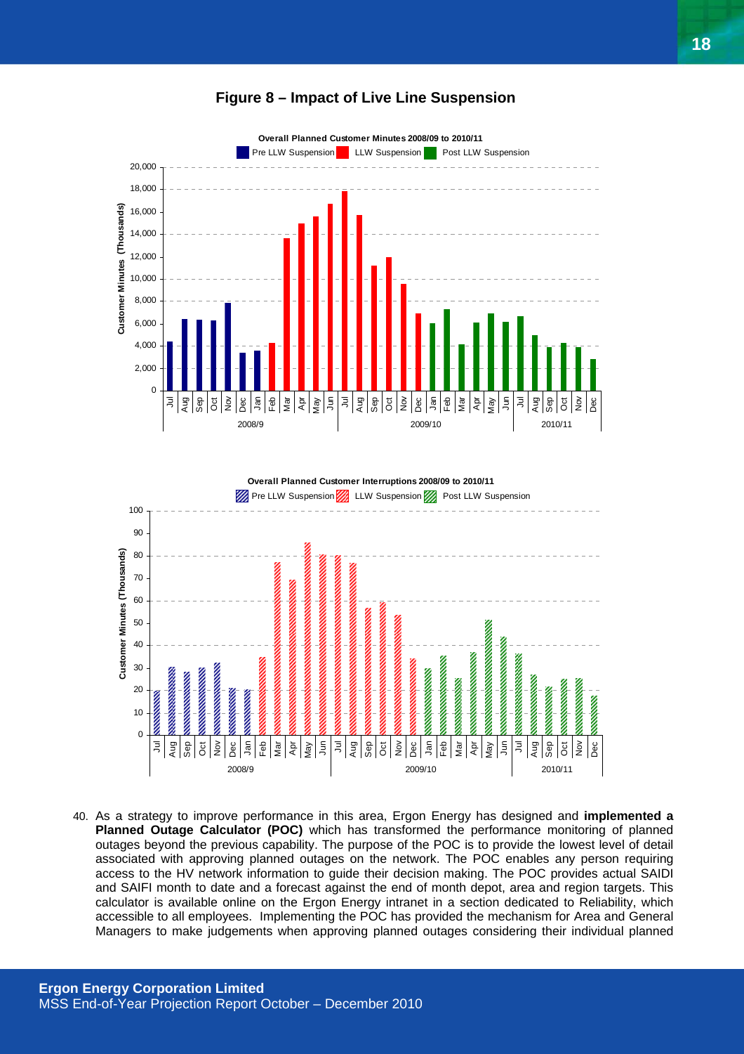**Figure 8 – Impact of Live Line Suspension**

40. As a strategy to improve performance in this area, Ergon Energy has designed and **implemented a Planned Outage Calculator (POC)** which has transformed the performance monitoring of planned outages beyond the previous capability. The purpose of the POC is to provide the lowest level of detail associated with approving planned outages on the network. The POC enables any person requiring access to the HV network information to guide their decision making. The POC provides actual SAIDI and SAIFI month to date and a forecast against the end of month depot, area and region targets. This calculator is available online on the Ergon Energy intranet in a section dedicated to Reliability, which accessible to all employees. Implementing the POC has provided the mechanism for Area and General Managers to make judgements when approving planned outages considering their individual planned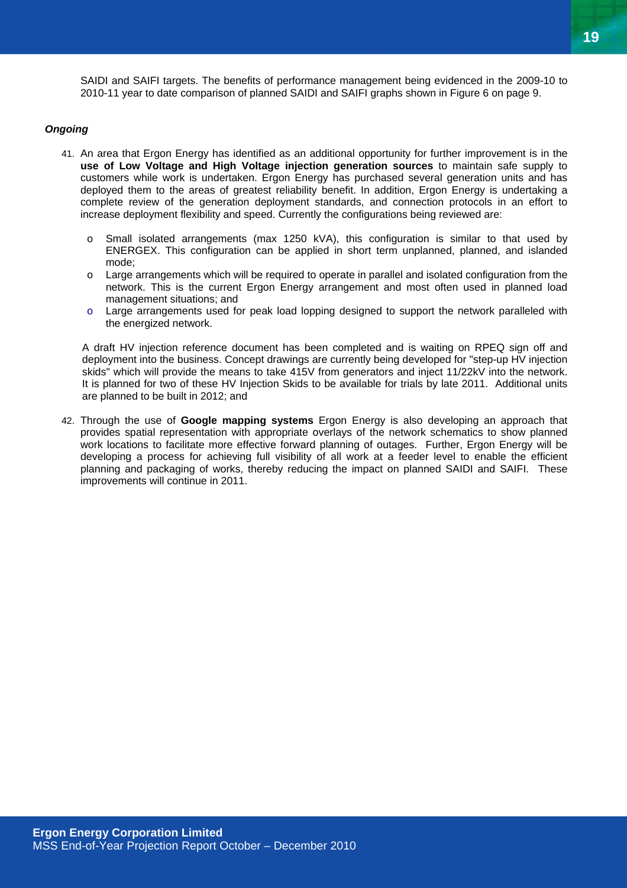SAIDI and SAIFI targets. The benefits of performance management being evidenced in the 2009-10 to 2010-11 year to date comparison of planned SAIDI and SAIFI graphs shown in Figure 6 on page 9.

***Ongoing***

41. An area that Ergon Energy has identified as an additional opportunity for further improvement is in the **use of Low Voltage and High Voltage injection generation sources** to maintain safe supply to customers while work is undertaken. Ergon Energy has purchased several generation units and has deployed them to the areas of greatest reliability benefit. In addition, Ergon Energy is undertaking a complete review of the generation deployment standards, and connection protocols in an effort to increase deployment flexibility and speed. Currently the configurations being reviewed are:

    - Small isolated arrangements (max 1250 kVA), this configuration is similar to that used by ENERGEX. This configuration can be applied in short term unplanned, planned, and islanded mode;
    - Large arrangements which will be required to operate in parallel and isolated configuration from the network. This is the current Ergon Energy arrangement and most often used in planned load management situations; and
    - Large arrangements used for peak load lopping designed to support the network paralleled with the energized network.

    A draft HV injection reference document has been completed and is waiting on RPEQ sign off and deployment into the business. Concept drawings are currently being developed for "step-up HV injection skids" which will provide the means to take 415V from generators and inject 11/22kV into the network. It is planned for two of these HV Injection Skids to be available for trials by late 2011. Additional units are planned to be built in 2012; and

42. Through the use of **Google mapping systems** Ergon Energy is also developing an approach that provides spatial representation with appropriate overlays of the network schematics to show planned work locations to facilitate more effective forward planning of outages. Further, Ergon Energy will be developing a process for achieving full visibility of all work at a feeder level to enable the efficient planning and packaging of works, thereby reducing the impact on planned SAIDI and SAIFI. These improvements will continue in 2011.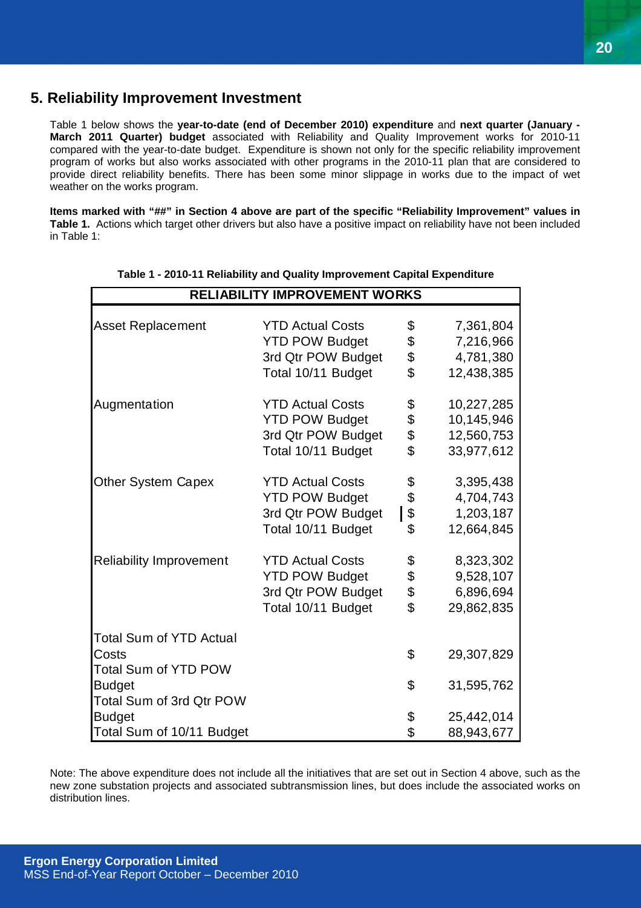## 5. Reliability Improvement Investment

Table 1 below shows the **year-to-date (end of December 2010) expenditure** and **next quarter (January - March 2011 Quarter) budget** associated with Reliability and Quality Improvement works for 2010-11 compared with the year-to-date budget. Expenditure is shown not only for the specific reliability improvement program of works but also works associated with other programs in the 2010-11 plan that are considered to provide direct reliability benefits. There has been some minor slippage in works due to the impact of wet weather on the works program.

**Items marked with "##" in Section 4 above are part of the specific "Reliability Improvement" values in Table 1.** Actions which target other drivers but also have a positive impact on reliability have not been included in Table 1:

**Table 1 - 2010-11 Reliability and Quality Improvement Capital Expenditure**

| RELIABILITY IMPROVEMENT WORKS | | | |
|---|---|---|---|
| Asset Replacement | YTD Actual Costs | $ | 7,361,804 |
| | YTD POW Budget | $ | 7,216,966 |
| | 3rd Qtr POW Budget | $ | 4,781,380 |
| | Total 10/11 Budget | $ | 12,438,385 |
| Augmentation | YTD Actual Costs | $ | 10,227,285 |
| | YTD POW Budget | $ | 10,145,946 |
| | 3rd Qtr POW Budget | $ | 12,560,753 |
| | Total 10/11 Budget | $ | 33,977,612 |
| Other System Capex | YTD Actual Costs | $ | 3,395,438 |
| | YTD POW Budget | $ | 4,704,743 |
| | 3rd Qtr POW Budget | $ | 1,203,187 |
| | Total 10/11 Budget | $ | 12,664,845 |
| Reliability Improvement | YTD Actual Costs | $ | 8,323,302 |
| | YTD POW Budget | $ | 9,528,107 |
| | 3rd Qtr POW Budget | $ | 6,896,694 |
| | Total 10/11 Budget | $ | 29,862,835 |
| Total Sum of YTD Actual Costs | | $ | 29,307,829 |
| Total Sum of YTD POW Budget | | $ | 31,595,762 |
| Total Sum of 3rd Qtr POW Budget | | $ | 25,442,014 |
| Total Sum of 10/11 Budget | | $ | 88,943,677 |

Note: The above expenditure does not include all the initiatives that are set out in Section 4 above, such as the new zone substation projects and associated subtransmission lines, but does include the associated works on distribution lines.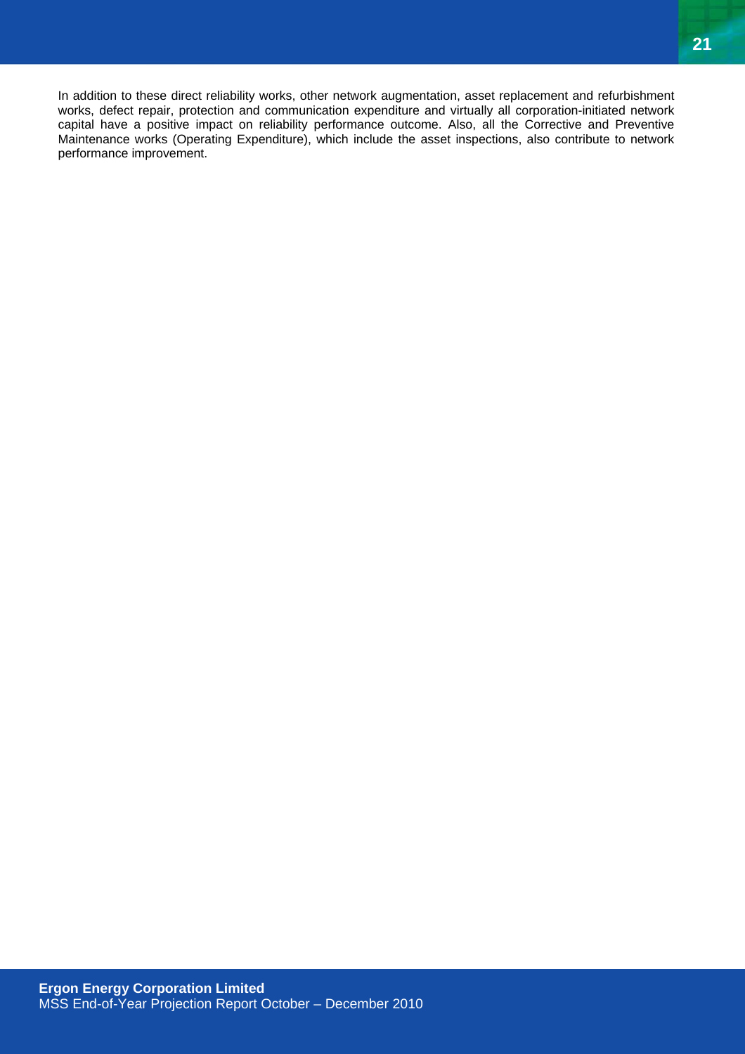In addition to these direct reliability works, other network augmentation, asset replacement and refurbishment works, defect repair, protection and communication expenditure and virtually all corporation-initiated network capital have a positive impact on reliability performance outcome. Also, all the Corrective and Preventive Maintenance works (Operating Expenditure), which include the asset inspections, also contribute to network performance improvement.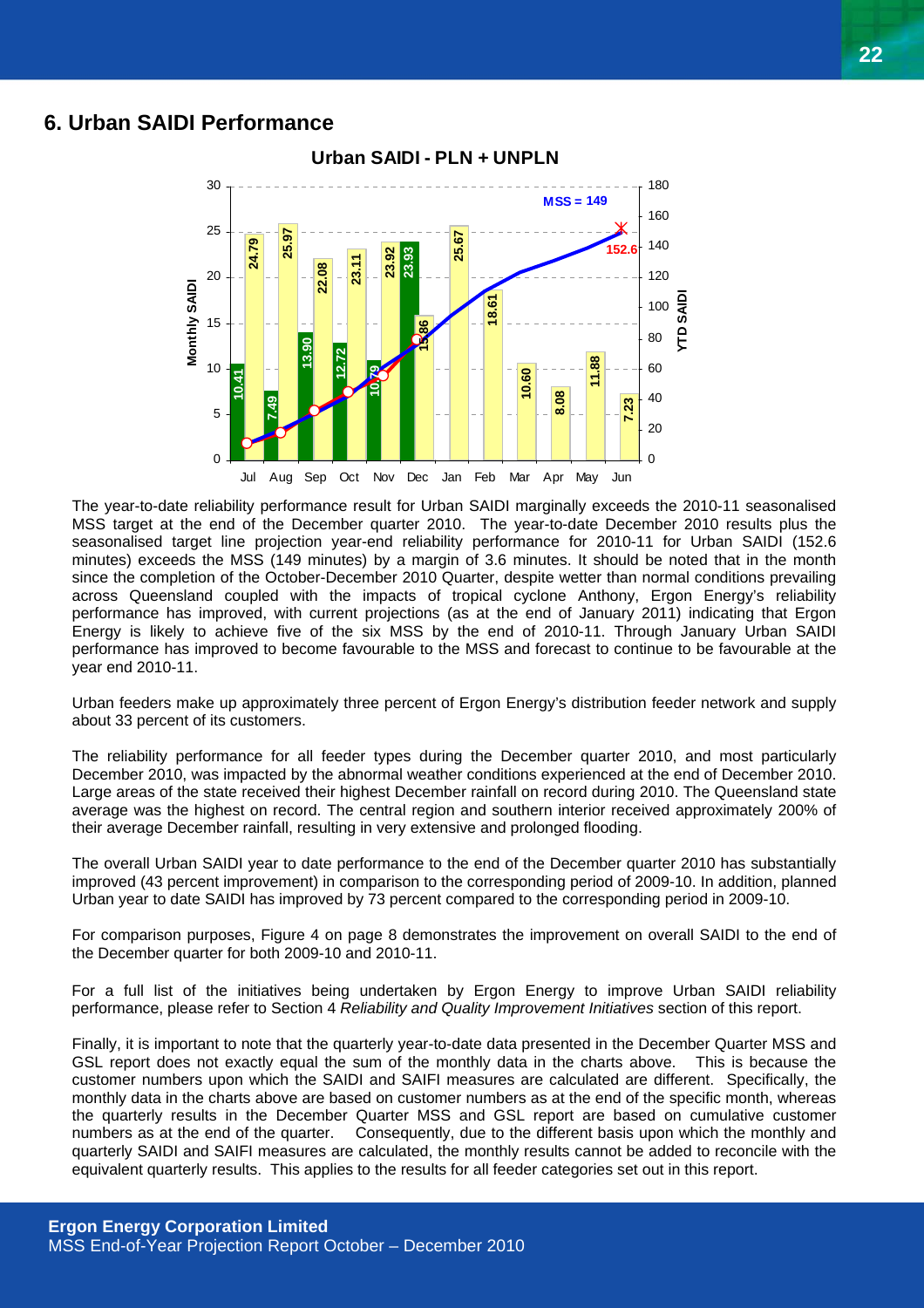## 6. Urban SAIDI Performance

The year-to-date reliability performance result for Urban SAIDI marginally exceeds the 2010-11 seasonalised MSS target at the end of the December quarter 2010. The year-to-date December 2010 results plus the seasonalised target line projection year-end reliability performance for 2010-11 for Urban SAIDI (152.6 minutes) exceeds the MSS (149 minutes) by a margin of 3.6 minutes. It should be noted that in the month since the completion of the October-December 2010 Quarter, despite wetter than normal conditions prevailing across Queensland coupled with the impacts of tropical cyclone Anthony, Ergon Energy's reliability performance has improved, with current projections (as at the end of January 2011) indicating that Ergon Energy is likely to achieve five of the six MSS by the end of 2010-11. Through January Urban SAIDI performance has improved to become favourable to the MSS and forecast to continue to be favourable at the year end 2010-11.

Urban feeders make up approximately three percent of Ergon Energy's distribution feeder network and supply about 33 percent of its customers.

The reliability performance for all feeder types during the December quarter 2010, and most particularly December 2010, was impacted by the abnormal weather conditions experienced at the end of December 2010. Large areas of the state received their highest December rainfall on record during 2010. The Queensland state average was the highest on record. The central region and southern interior received approximately 200% of their average December rainfall, resulting in very extensive and prolonged flooding.

The overall Urban SAIDI year to date performance to the end of the December quarter 2010 has substantially improved (43 percent improvement) in comparison to the corresponding period of 2009-10. In addition, planned Urban year to date SAIDI has improved by 73 percent compared to the corresponding period in 2009-10.

For comparison purposes, Figure 4 on page 8 demonstrates the improvement on overall SAIDI to the end of the December quarter for both 2009-10 and 2010-11.

For a full list of the initiatives being undertaken by Ergon Energy to improve Urban SAIDI reliability performance, please refer to Section 4 *Reliability and Quality Improvement Initiatives* section of this report.

Finally, it is important to note that the quarterly year-to-date data presented in the December Quarter MSS and GSL report does not exactly equal the sum of the monthly data in the charts above. This is because the customer numbers upon which the SAIDI and SAIFI measures are calculated are different. Specifically, the monthly data in the charts above are based on customer numbers as at the end of the specific month, whereas the quarterly results in the December Quarter MSS and GSL report are based on cumulative customer numbers as at the end of the quarter. Consequently, due to the different basis upon which the monthly and quarterly SAIDI and SAIFI measures are calculated, the monthly results cannot be added to reconcile with the equivalent quarterly results. This applies to the results for all feeder categories set out in this report.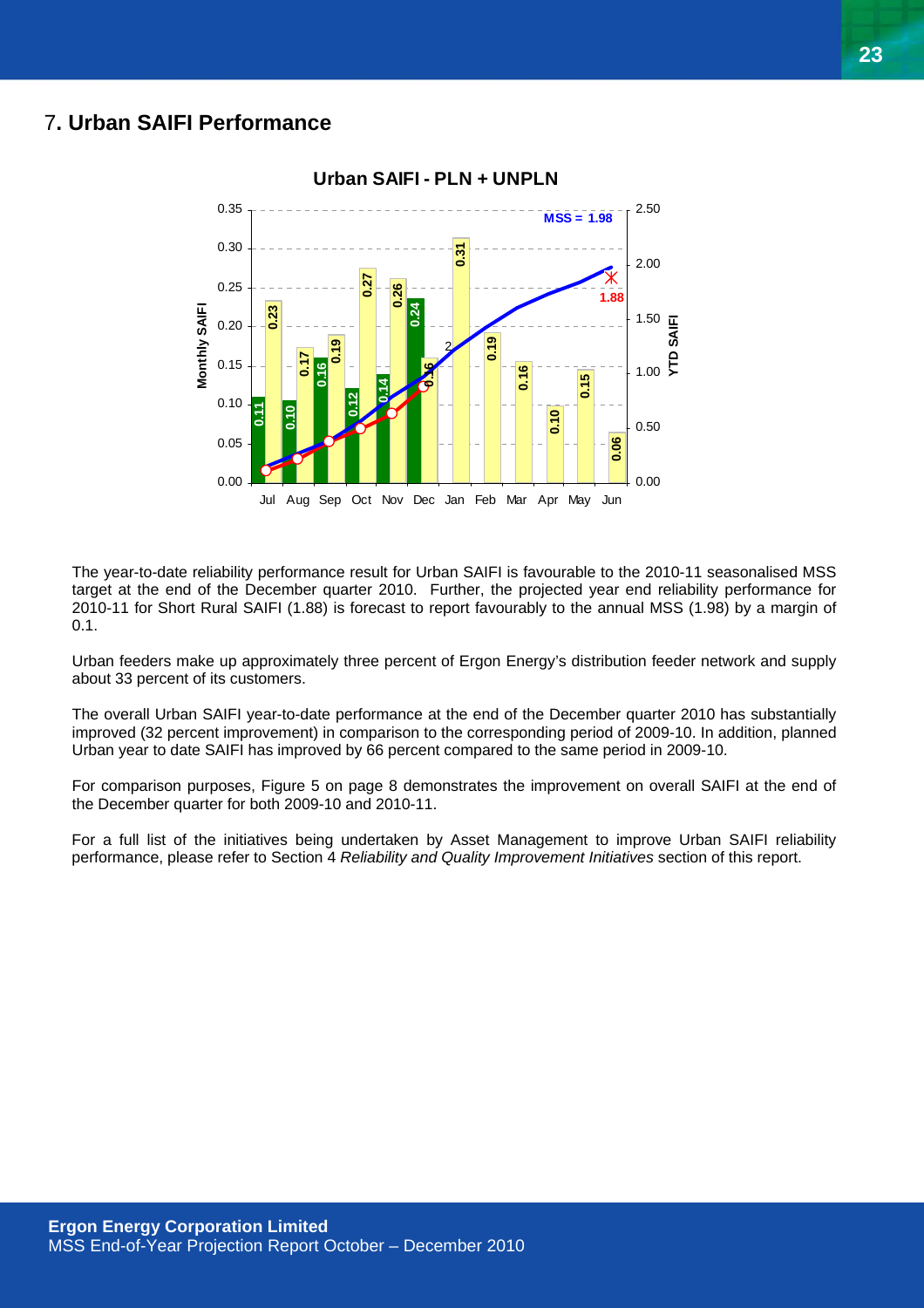## 7. Urban SAIFI Performance

The year-to-date reliability performance result for Urban SAIFI is favourable to the 2010-11 seasonalised MSS target at the end of the December quarter 2010. Further, the projected year end reliability performance for 2010-11 for Short Rural SAIFI (1.88) is forecast to report favourably to the annual MSS (1.98) by a margin of 0.1.

Urban feeders make up approximately three percent of Ergon Energy's distribution feeder network and supply about 33 percent of its customers.

The overall Urban SAIFI year-to-date performance at the end of the December quarter 2010 has substantially improved (32 percent improvement) in comparison to the corresponding period of 2009-10. In addition, planned Urban year to date SAIFI has improved by 66 percent compared to the same period in 2009-10.

For comparison purposes, Figure 5 on page 8 demonstrates the improvement on overall SAIFI at the end of the December quarter for both 2009-10 and 2010-11.

For a full list of the initiatives being undertaken by Asset Management to improve Urban SAIFI reliability performance, please refer to Section 4 *Reliability and Quality Improvement Initiatives* section of this report.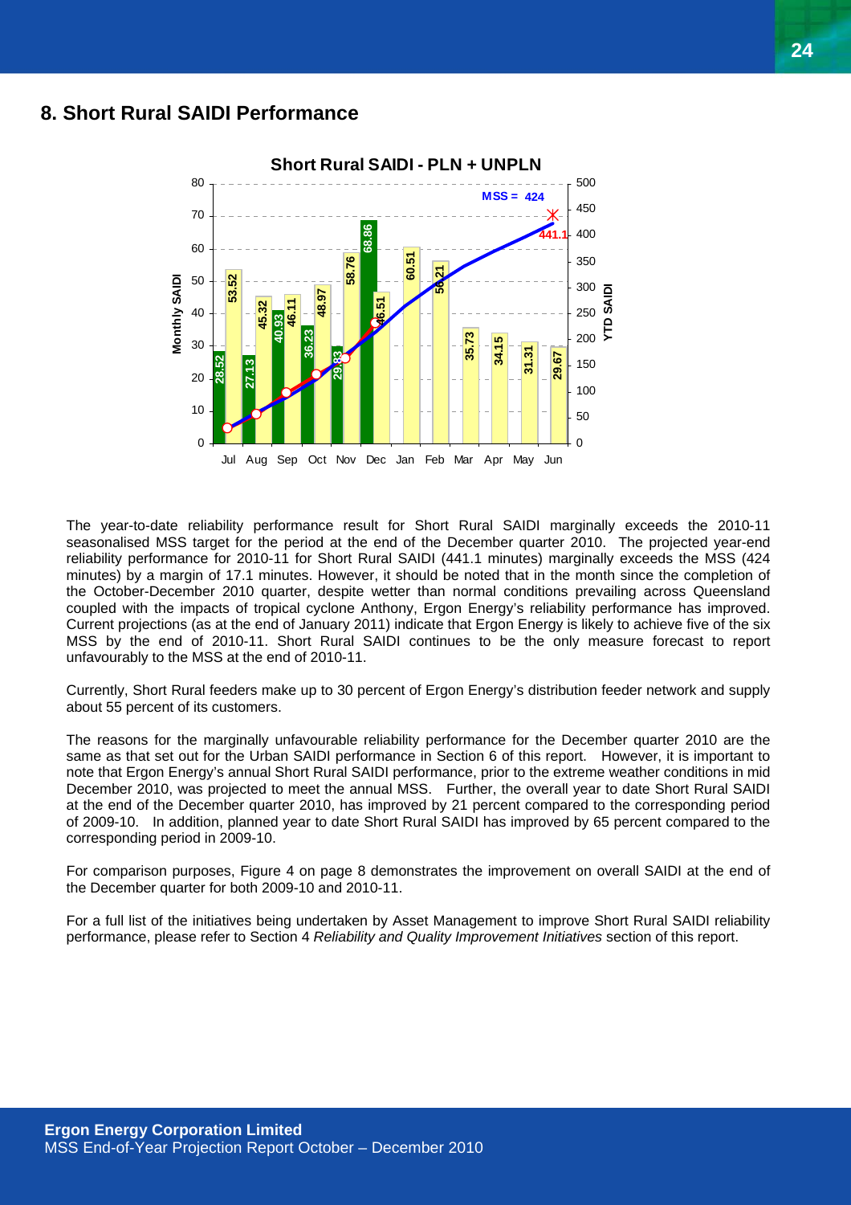## 8. Short Rural SAIDI Performance

The year-to-date reliability performance result for Short Rural SAIDI marginally exceeds the 2010-11 seasonalised MSS target for the period at the end of the December quarter 2010. The projected year-end reliability performance for 2010-11 for Short Rural SAIDI (441.1 minutes) marginally exceeds the MSS (424 minutes) by a margin of 17.1 minutes. However, it should be noted that in the month since the completion of the October-December 2010 quarter, despite wetter than normal conditions prevailing across Queensland coupled with the impacts of tropical cyclone Anthony, Ergon Energy's reliability performance has improved. Current projections (as at the end of January 2011) indicate that Ergon Energy is likely to achieve five of the six MSS by the end of 2010-11. Short Rural SAIDI continues to be the only measure forecast to report unfavourably to the MSS at the end of 2010-11.

Currently, Short Rural feeders make up to 30 percent of Ergon Energy's distribution feeder network and supply about 55 percent of its customers.

The reasons for the marginally unfavourable reliability performance for the December quarter 2010 are the same as that set out for the Urban SAIDI performance in Section 6 of this report. However, it is important to note that Ergon Energy's annual Short Rural SAIDI performance, prior to the extreme weather conditions in mid December 2010, was projected to meet the annual MSS. Further, the overall year to date Short Rural SAIDI at the end of the December quarter 2010, has improved by 21 percent compared to the corresponding period of 2009-10. In addition, planned year to date Short Rural SAIDI has improved by 65 percent compared to the corresponding period in 2009-10.

For comparison purposes, Figure 4 on page 8 demonstrates the improvement on overall SAIDI at the end of the December quarter for both 2009-10 and 2010-11.

For a full list of the initiatives being undertaken by Asset Management to improve Short Rural SAIDI reliability performance, please refer to Section 4 *Reliability and Quality Improvement Initiatives* section of this report.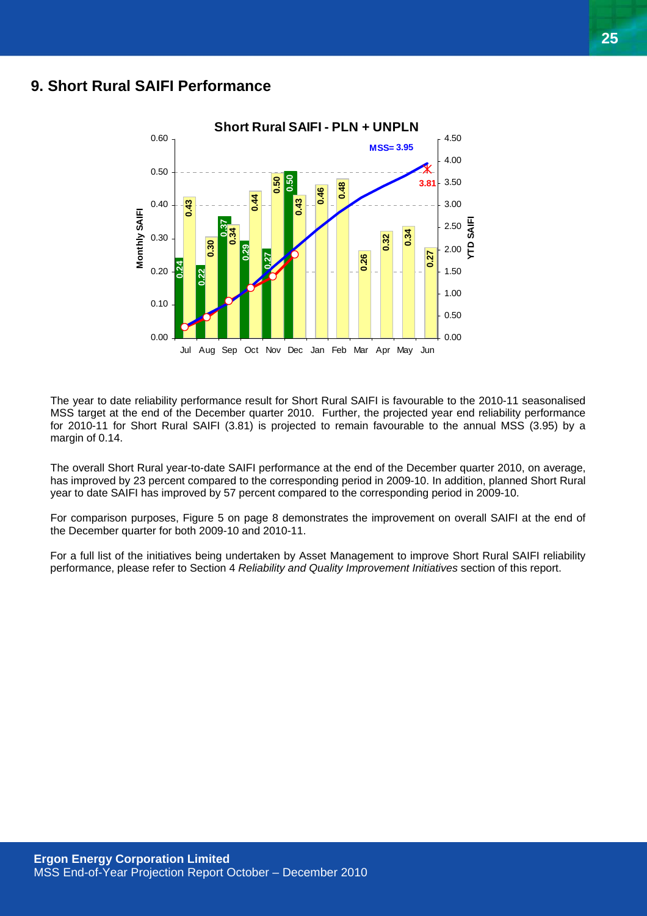## 9. Short Rural SAIFI Performance

The year to date reliability performance result for Short Rural SAIFI is favourable to the 2010-11 seasonalised MSS target at the end of the December quarter 2010. Further, the projected year end reliability performance for 2010-11 for Short Rural SAIFI (3.81) is projected to remain favourable to the annual MSS (3.95) by a margin of 0.14.

The overall Short Rural year-to-date SAIFI performance at the end of the December quarter 2010, on average, has improved by 23 percent compared to the corresponding period in 2009-10. In addition, planned Short Rural year to date SAIFI has improved by 57 percent compared to the corresponding period in 2009-10.

For comparison purposes, Figure 5 on page 8 demonstrates the improvement on overall SAIFI at the end of the December quarter for both 2009-10 and 2010-11.

For a full list of the initiatives being undertaken by Asset Management to improve Short Rural SAIFI reliability performance, please refer to Section 4 *Reliability and Quality Improvement Initiatives* section of this report.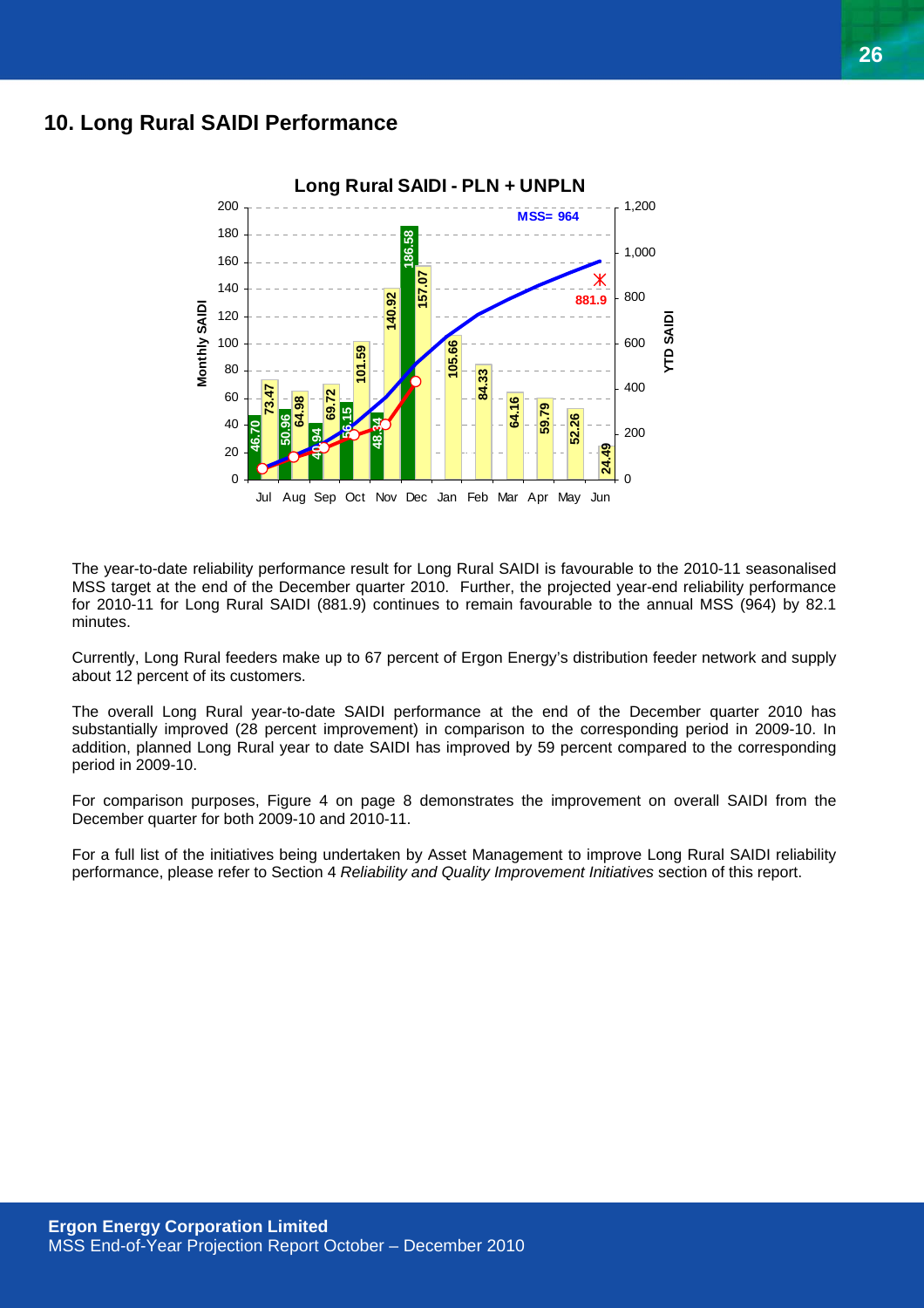## 10. Long Rural SAIDI Performance

The year-to-date reliability performance result for Long Rural SAIDI is favourable to the 2010-11 seasonalised MSS target at the end of the December quarter 2010. Further, the projected year-end reliability performance for 2010-11 for Long Rural SAIDI (881.9) continues to remain favourable to the annual MSS (964) by 82.1 minutes.

Currently, Long Rural feeders make up to 67 percent of Ergon Energy's distribution feeder network and supply about 12 percent of its customers.

The overall Long Rural year-to-date SAIDI performance at the end of the December quarter 2010 has substantially improved (28 percent improvement) in comparison to the corresponding period in 2009-10. In addition, planned Long Rural year to date SAIDI has improved by 59 percent compared to the corresponding period in 2009-10.

For comparison purposes, Figure 4 on page 8 demonstrates the improvement on overall SAIDI from the December quarter for both 2009-10 and 2010-11.

For a full list of the initiatives being undertaken by Asset Management to improve Long Rural SAIDI reliability performance, please refer to Section 4 *Reliability and Quality Improvement Initiatives* section of this report.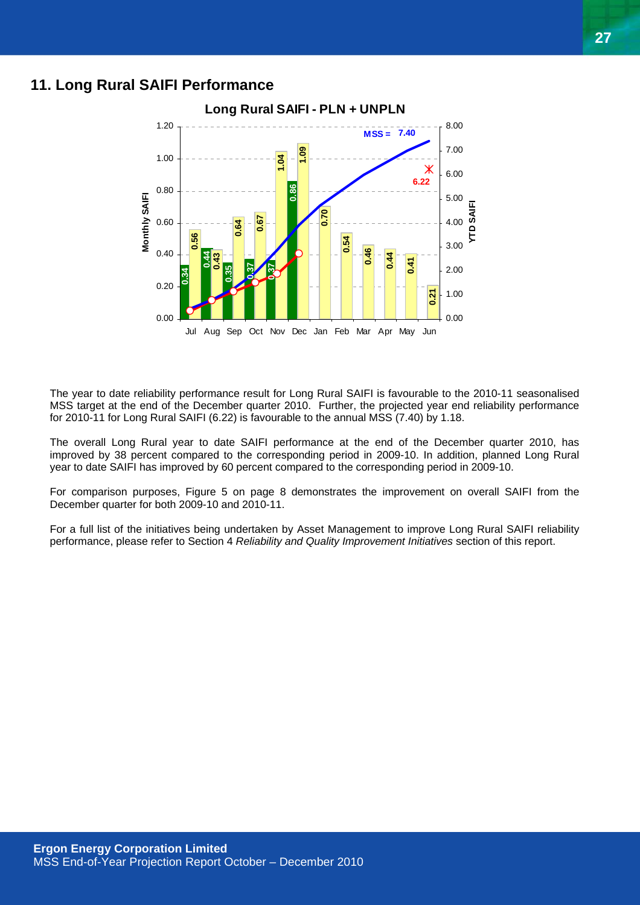## 11. Long Rural SAIFI Performance

The year to date reliability performance result for Long Rural SAIFI is favourable to the 2010-11 seasonalised MSS target at the end of the December quarter 2010. Further, the projected year end reliability performance for 2010-11 for Long Rural SAIFI (6.22) is favourable to the annual MSS (7.40) by 1.18.

The overall Long Rural year to date SAIFI performance at the end of the December quarter 2010, has improved by 38 percent compared to the corresponding period in 2009-10. In addition, planned Long Rural year to date SAIFI has improved by 60 percent compared to the corresponding period in 2009-10.

For comparison purposes, Figure 5 on page 8 demonstrates the improvement on overall SAIFI from the December quarter for both 2009-10 and 2010-11.

For a full list of the initiatives being undertaken by Asset Management to improve Long Rural SAIFI reliability performance, please refer to Section 4 *Reliability and Quality Improvement Initiatives* section of this report.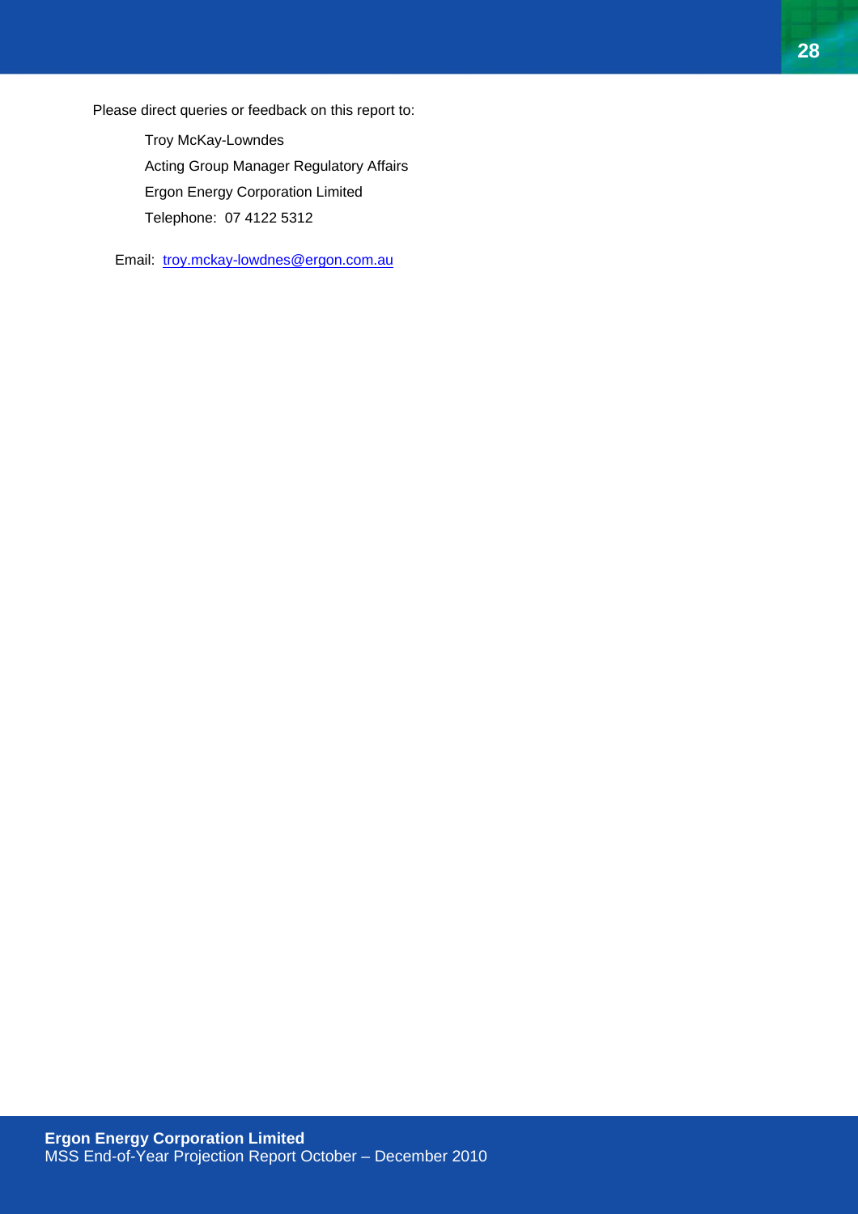Please direct queries or feedback on this report to:

Troy McKay-Lowndes

Acting Group Manager Regulatory Affairs

Ergon Energy Corporation Limited

Telephone: 07 4122 5312

Email: troy.mckay-lowdnes@ergon.com.au